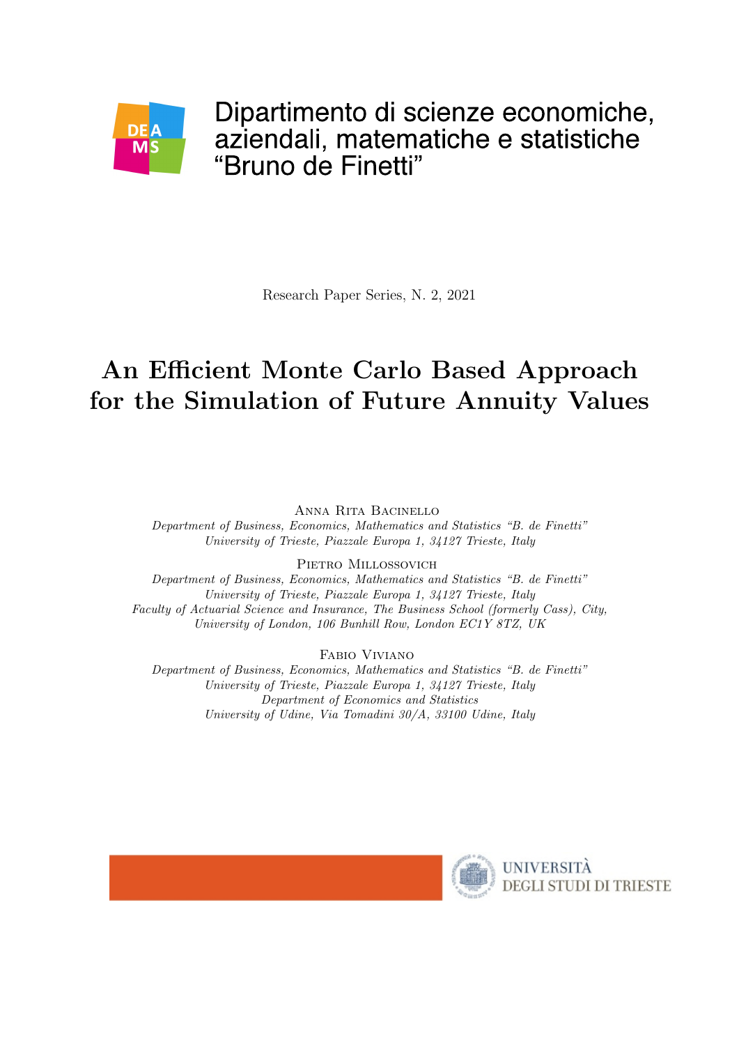Dipartimento di scienze economiche, aziendali, matematiche e statistiche “Bruno de Finetti”

Research Paper Series, N. 2, 2021

# An Efficient Monte Carlo Based Approach for the Simulation of Future Annuity Values

Anna Rita Bacinello

*Department of Business, Economics, Mathematics and Statistics “B. de Finetti”*
*University of Trieste, Piazzale Europa 1, 34127 Trieste, Italy*

Pietro Millossovich

*Department of Business, Economics, Mathematics and Statistics “B. de Finetti”*
*University of Trieste, Piazzale Europa 1, 34127 Trieste, Italy*
*Faculty of Actuarial Science and Insurance, The Business School (formerly Cass), City, University of London, 106 Bunhill Row, London EC1Y 8TZ, UK*

Fabio Viviano

*Department of Business, Economics, Mathematics and Statistics “B. de Finetti”*
*University of Trieste, Piazzale Europa 1, 34127 Trieste, Italy*
*Department of Economics and Statistics*
*University of Udine, Via Tomadini 30/A, 33100 Udine, Italy*

UNIVERSITÀ DEGLI STUDI DI TRIESTE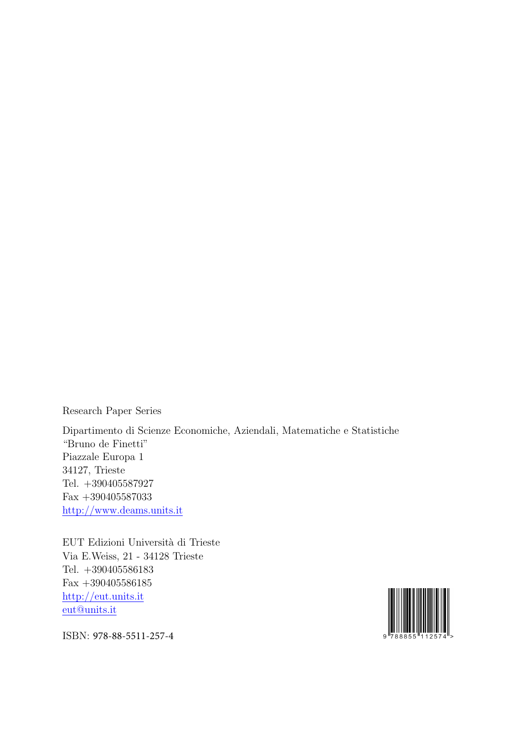Research Paper Series

Dipartimento di Scienze Economiche, Aziendali, Matematiche e Statistiche
"Bruno de Finetti"
Piazzale Europa 1
34127, Trieste
Tel. +390405587927
Fax +390405587033
http://www.deams.units.it

EUT Edizioni Università di Trieste
Via E.Weiss, 21 - 34128 Trieste
Tel. +390405586183
Fax +390405586185
http://eut.units.it
eut@units.it

ISBN: 978-88-5511-257-4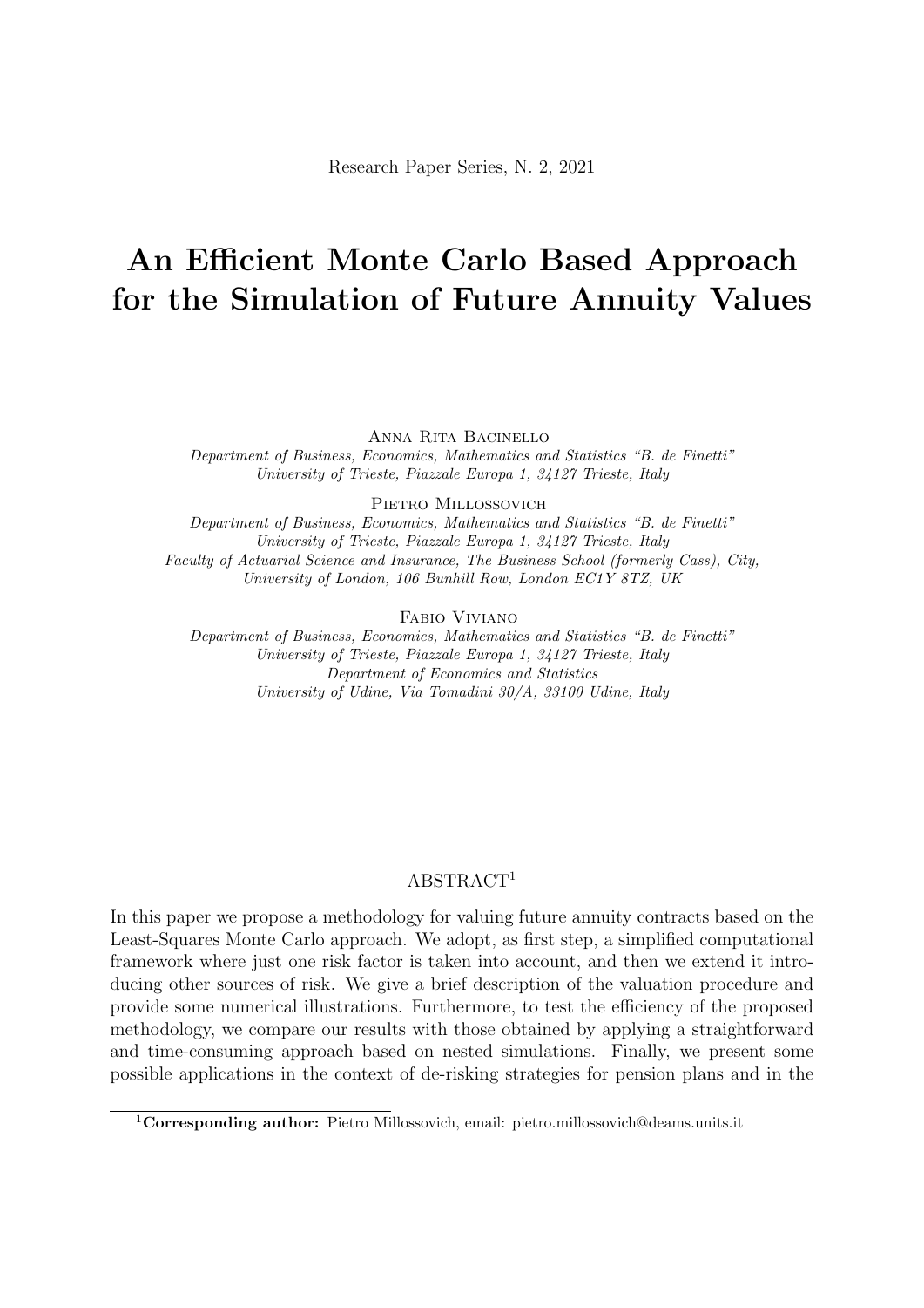Research Paper Series, N. 2, 2021

# An Efficient Monte Carlo Based Approach for the Simulation of Future Annuity Values

Anna Rita Bacinello

*Department of Business, Economics, Mathematics and Statistics "B. de Finetti"*
*University of Trieste, Piazzale Europa 1, 34127 Trieste, Italy*

Pietro Millossovich

*Department of Business, Economics, Mathematics and Statistics "B. de Finetti"*
*University of Trieste, Piazzale Europa 1, 34127 Trieste, Italy*
*Faculty of Actuarial Science and Insurance, The Business School (formerly Cass), City, University of London, 106 Bunhill Row, London EC1Y 8TZ, UK*

Fabio Viviano

*Department of Business, Economics, Mathematics and Statistics "B. de Finetti"*
*University of Trieste, Piazzale Europa 1, 34127 Trieste, Italy*
*Department of Economics and Statistics*
*University of Udine, Via Tomadini 30/A, 33100 Udine, Italy*

ABSTRACT[1]

In this paper we propose a methodology for valuing future annuity contracts based on the Least-Squares Monte Carlo approach. We adopt, as first step, a simplified computational framework where just one risk factor is taken into account, and then we extend it introducing other sources of risk. We give a brief description of the valuation procedure and provide some numerical illustrations. Furthermore, to test the efficiency of the proposed methodology, we compare our results with those obtained by applying a straightforward and time-consuming approach based on nested simulations. Finally, we present some possible applications in the context of de-risking strategies for pension plans and in the

[1] **Corresponding author:** Pietro Millossovich, email: pietro.millossovich@deams.units.it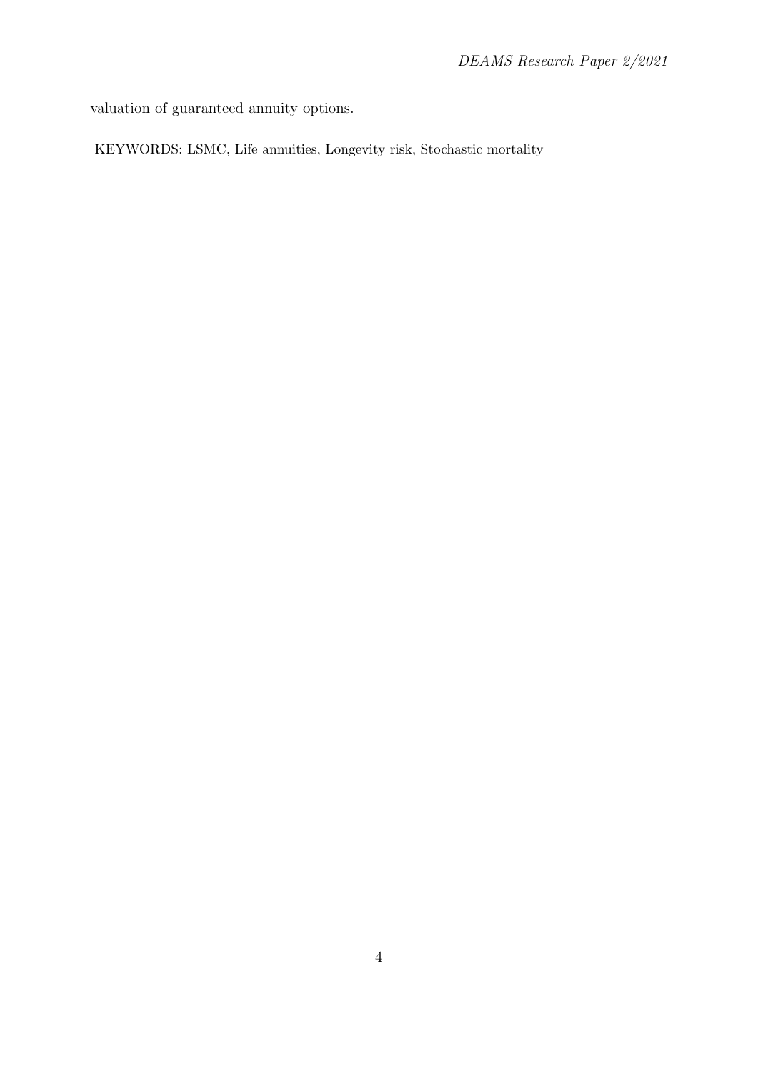valuation of guaranteed annuity options.

KEYWORDS: LSMC, Life annuities, Longevity risk, Stochastic mortality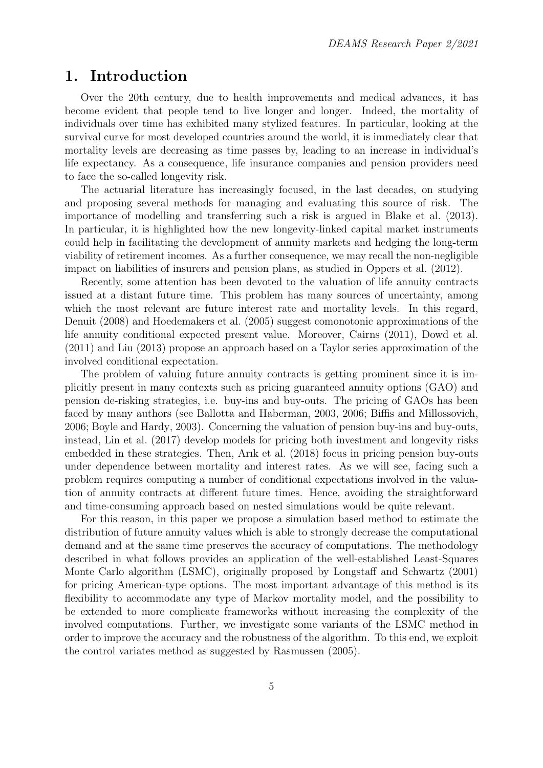# 1. Introduction

Over the 20th century, due to health improvements and medical advances, it has become evident that people tend to live longer and longer. Indeed, the mortality of individuals over time has exhibited many stylized features. In particular, looking at the survival curve for most developed countries around the world, it is immediately clear that mortality levels are decreasing as time passes by, leading to an increase in individual's life expectancy. As a consequence, life insurance companies and pension providers need to face the so-called longevity risk.

The actuarial literature has increasingly focused, in the last decades, on studying and proposing several methods for managing and evaluating this source of risk. The importance of modelling and transferring such a risk is argued in Blake et al. (2013). In particular, it is highlighted how the new longevity-linked capital market instruments could help in facilitating the development of annuity markets and hedging the long-term viability of retirement incomes. As a further consequence, we may recall the non-negligible impact on liabilities of insurers and pension plans, as studied in Oppers et al. (2012).

Recently, some attention has been devoted to the valuation of life annuity contracts issued at a distant future time. This problem has many sources of uncertainty, among which the most relevant are future interest rate and mortality levels. In this regard, Denuit (2008) and Hoedemakers et al. (2005) suggest comonotonic approximations of the life annuity conditional expected present value. Moreover, Cairns (2011), Dowd et al. (2011) and Liu (2013) propose an approach based on a Taylor series approximation of the involved conditional expectation.

The problem of valuing future annuity contracts is getting prominent since it is implicitly present in many contexts such as pricing guaranteed annuity options (GAO) and pension de-risking strategies, i.e. buy-ins and buy-outs. The pricing of GAOs has been faced by many authors (see Ballotta and Haberman, 2003, 2006; Biffis and Millossovich, 2006; Boyle and Hardy, 2003). Concerning the valuation of pension buy-ins and buy-outs, instead, Lin et al. (2017) develop models for pricing both investment and longevity risks embedded in these strategies. Then, Arık et al. (2018) focus in pricing pension buy-outs under dependence between mortality and interest rates. As we will see, facing such a problem requires computing a number of conditional expectations involved in the valuation of annuity contracts at different future times. Hence, avoiding the straightforward and time-consuming approach based on nested simulations would be quite relevant.

For this reason, in this paper we propose a simulation based method to estimate the distribution of future annuity values which is able to strongly decrease the computational demand and at the same time preserves the accuracy of computations. The methodology described in what follows provides an application of the well-established Least-Squares Monte Carlo algorithm (LSMC), originally proposed by Longstaff and Schwartz (2001) for pricing American-type options. The most important advantage of this method is its flexibility to accommodate any type of Markov mortality model, and the possibility to be extended to more complicate frameworks without increasing the complexity of the involved computations. Further, we investigate some variants of the LSMC method in order to improve the accuracy and the robustness of the algorithm. To this end, we exploit the control variates method as suggested by Rasmussen (2005).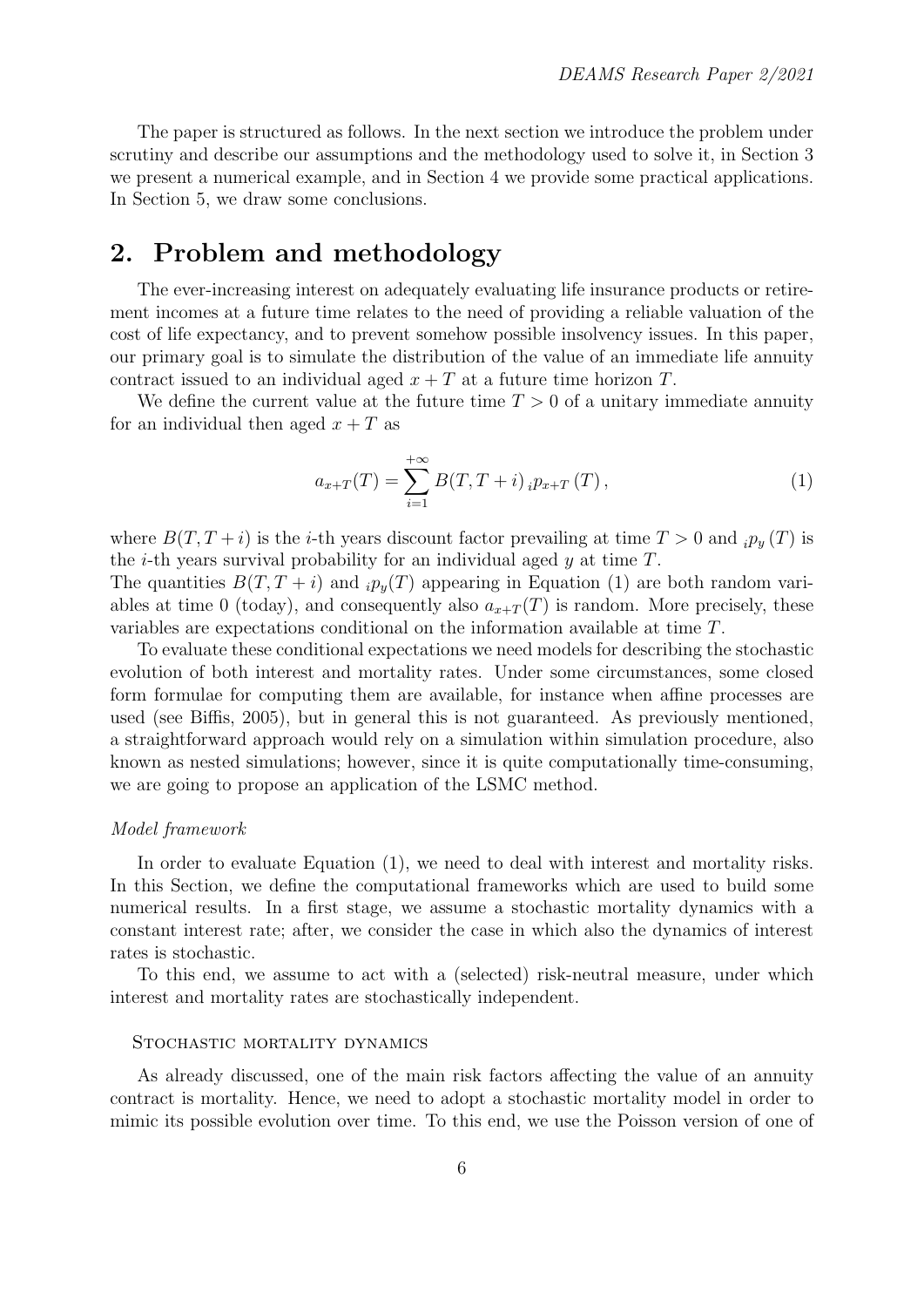The paper is structured as follows. In the next section we introduce the problem under scrutiny and describe our assumptions and the methodology used to solve it, in Section 3 we present a numerical example, and in Section 4 we provide some practical applications. In Section 5, we draw some conclusions.

## 2. Problem and methodology

The ever-increasing interest on adequately evaluating life insurance products or retirement incomes at a future time relates to the need of providing a reliable valuation of the cost of life expectancy, and to prevent somehow possible insolvency issues. In this paper, our primary goal is to simulate the distribution of the value of an immediate life annuity contract issued to an individual aged $x+T$ at a future time horizon $T$.

We define the current value at the future time $T > 0$ of a unitary immediate annuity for an individual then aged $x+T$ as

$$a_{x+T}(T) = \sum_{i=1}^{+\infty} B(T, T+i)\, {}_ip_{x+T}\,(T)\,, \tag{1}$$

where $B(T, T+i)$ is the $i$-th years discount factor prevailing at time $T > 0$ and ${}_ip_y\,(T)$ is the $i$-th years survival probability for an individual aged $y$ at time $T$.
The quantities $B(T, T+i)$ and ${}_ip_y(T)$ appearing in Equation (1) are both random variables at time 0 (today), and consequently also $a_{x+T}(T)$ is random. More precisely, these variables are expectations conditional on the information available at time $T$.

To evaluate these conditional expectations we need models for describing the stochastic evolution of both interest and mortality rates. Under some circumstances, some closed form formulae for computing them are available, for instance when affine processes are used (see Biffis, 2005), but in general this is not guaranteed. As previously mentioned, a straightforward approach would rely on a simulation within simulation procedure, also known as nested simulations; however, since it is quite computationally time-consuming, we are going to propose an application of the LSMC method.

*Model framework*

In order to evaluate Equation (1), we need to deal with interest and mortality risks. In this Section, we define the computational frameworks which are used to build some numerical results. In a first stage, we assume a stochastic mortality dynamics with a constant interest rate; after, we consider the case in which also the dynamics of interest rates is stochastic.

To this end, we assume to act with a (selected) risk-neutral measure, under which interest and mortality rates are stochastically independent.

Stochastic mortality dynamics

As already discussed, one of the main risk factors affecting the value of an annuity contract is mortality. Hence, we need to adopt a stochastic mortality model in order to mimic its possible evolution over time. To this end, we use the Poisson version of one of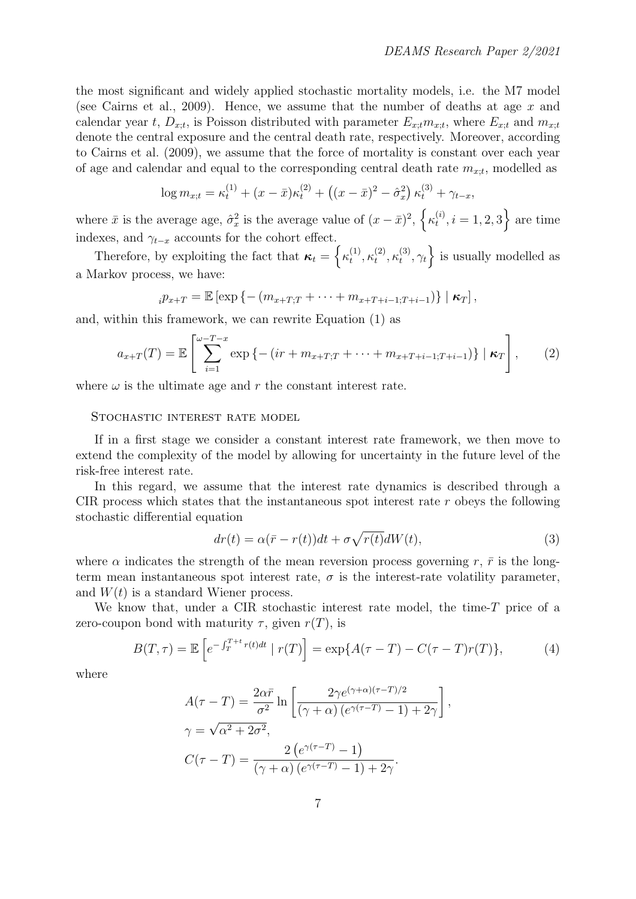the most significant and widely applied stochastic mortality models, i.e. the M7 model (see Cairns et al., 2009). Hence, we assume that the number of deaths at age $x$ and calendar year $t$, $D_{x;t}$, is Poisson distributed with parameter $E_{x;t}m_{x;t}$, where $E_{x;t}$ and $m_{x;t}$ denote the central exposure and the central death rate, respectively. Moreover, according to Cairns et al. (2009), we assume that the force of mortality is constant over each year of age and calendar and equal to the corresponding central death rate $m_{x;t}$, modelled as

$$\log m_{x;t} = \kappa_t^{(1)} + (x - \bar{x})\kappa_t^{(2)} + \left((x-\bar{x})^2 - \hat{\sigma}_x^2\right)\kappa_t^{(3)} + \gamma_{t-x},$$

where $\bar{x}$ is the average age, $\hat{\sigma}_x^2$ is the average value of $(x-\bar{x})^2$, $\left\{\kappa_t^{(i)}, i = 1, 2, 3\right\}$ are time indexes, and $\gamma_{t-x}$ accounts for the cohort effect.

Therefore, by exploiting the fact that $\boldsymbol{\kappa}_t = \left\{\kappa_t^{(1)}, \kappa_t^{(2)}, \kappa_t^{(3)}, \gamma_t\right\}$ is usually modelled as a Markov process, we have:

$${}_ip_{x+T} = \mathbb{E}\left[\exp\left\{-\left(m_{x+T;T} + \cdots + m_{x+T+i-1;T+i-1}\right)\right\} \mid \boldsymbol{\kappa}_T\right],$$

and, within this framework, we can rewrite Equation (1) as

$$a_{x+T}(T) = \mathbb{E}\left[\sum_{i=1}^{\omega-T-x} \exp\left\{-\left(ir + m_{x+T;T} + \cdots + m_{x+T+i-1;T+i-1}\right)\right\} \mid \boldsymbol{\kappa}_T\right], \qquad (2)$$

where $\omega$ is the ultimate age and $r$ the constant interest rate.

### Stochastic interest rate model

If in a first stage we consider a constant interest rate framework, we then move to extend the complexity of the model by allowing for uncertainty in the future level of the risk-free interest rate.

In this regard, we assume that the interest rate dynamics is described through a CIR process which states that the instantaneous spot interest rate $r$ obeys the following stochastic differential equation

$$dr(t) = \alpha(\bar{r} - r(t))dt + \sigma\sqrt{r(t)}dW(t), \qquad (3)$$

where $\alpha$ indicates the strength of the mean reversion process governing $r$, $\bar{r}$ is the long-term mean instantaneous spot interest rate, $\sigma$ is the interest-rate volatility parameter, and $W(t)$ is a standard Wiener process.

We know that, under a CIR stochastic interest rate model, the time-$T$ price of a zero-coupon bond with maturity $\tau$, given $r(T)$, is

$$B(T,\tau) = \mathbb{E}\left[e^{-\int_T^{T+t} r(t)dt} \mid r(T)\right] = \exp\{A(\tau - T) - C(\tau - T)r(T)\}, \qquad (4)$$

where

$$A(\tau - T) = \frac{2\alpha\bar{r}}{\sigma^2}\ln\left[\frac{2\gamma e^{(\gamma+\alpha)(\tau-T)/2}}{(\gamma+\alpha)\left(e^{\gamma(\tau-T)} - 1\right) + 2\gamma}\right],$$

$$\gamma = \sqrt{\alpha^2 + 2\sigma^2},$$

$$C(\tau - T) = \frac{2\left(e^{\gamma(\tau-T)} - 1\right)}{(\gamma+\alpha)\left(e^{\gamma(\tau-T)} - 1\right) + 2\gamma}.$$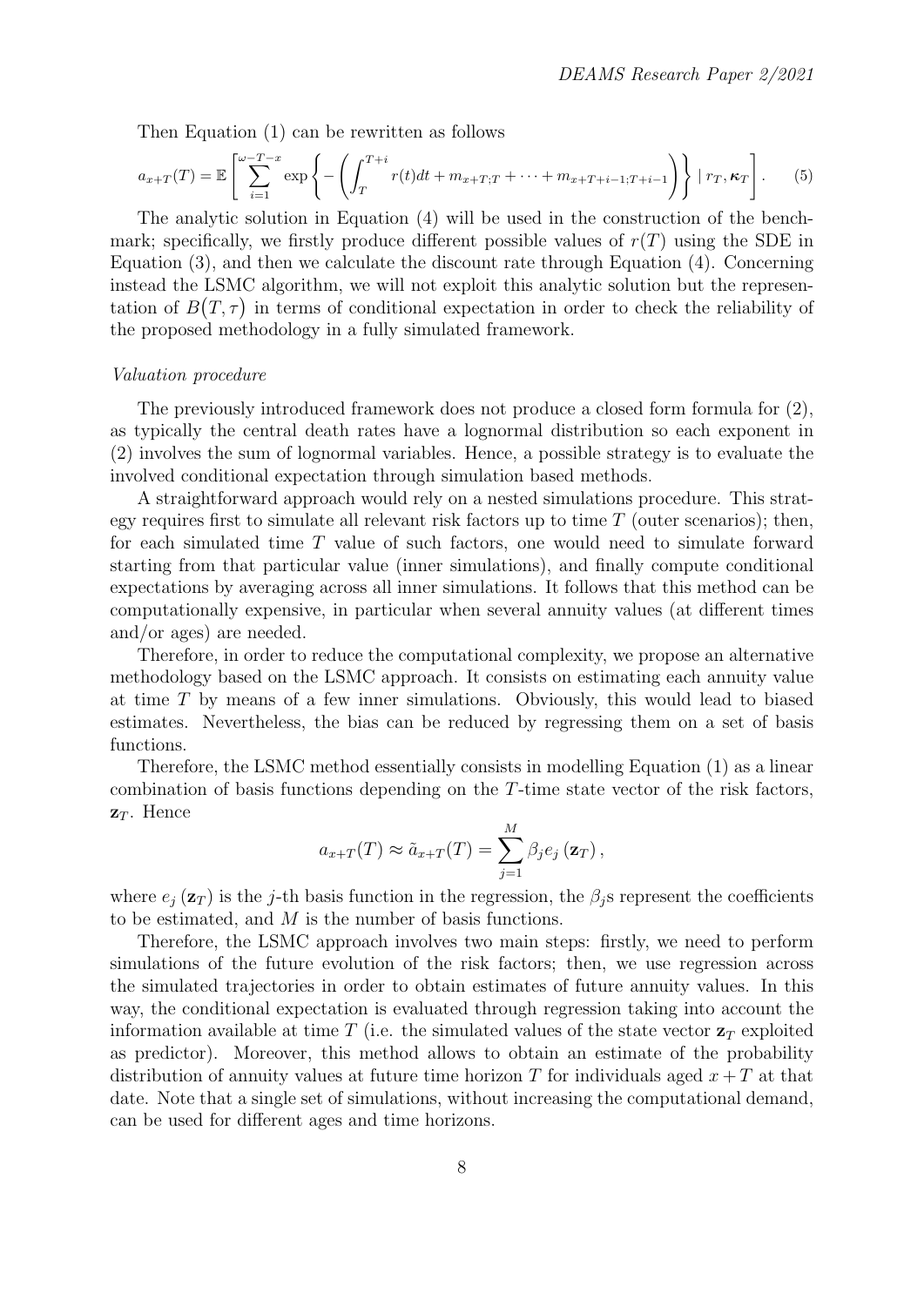Then Equation (1) can be rewritten as follows

$$a_{x+T}(T) = \mathbb{E}\left[\sum_{i=1}^{\omega-T-x} \exp\left\{-\left(\int_T^{T+i} r(t)dt + m_{x+T;T} + \cdots + m_{x+T+i-1;T+i-1}\right)\right\} \mid r_T, \boldsymbol{\kappa}_T\right]. \tag{5}$$

The analytic solution in Equation (4) will be used in the construction of the benchmark; specifically, we firstly produce different possible values of $r(T)$ using the SDE in Equation (3), and then we calculate the discount rate through Equation (4). Concerning instead the LSMC algorithm, we will not exploit this analytic solution but the representation of $B\big(T,\tau\big)$ in terms of conditional expectation in order to check the reliability of the proposed methodology in a fully simulated framework.

*Valuation procedure*

The previously introduced framework does not produce a closed form formula for (2), as typically the central death rates have a lognormal distribution so each exponent in (2) involves the sum of lognormal variables. Hence, a possible strategy is to evaluate the involved conditional expectation through simulation based methods.

A straightforward approach would rely on a nested simulations procedure. This strategy requires first to simulate all relevant risk factors up to time $T$ (outer scenarios); then, for each simulated time $T$ value of such factors, one would need to simulate forward starting from that particular value (inner simulations), and finally compute conditional expectations by averaging across all inner simulations. It follows that this method can be computationally expensive, in particular when several annuity values (at different times and/or ages) are needed.

Therefore, in order to reduce the computational complexity, we propose an alternative methodology based on the LSMC approach. It consists on estimating each annuity value at time $T$ by means of a few inner simulations. Obviously, this would lead to biased estimates. Nevertheless, the bias can be reduced by regressing them on a set of basis functions.

Therefore, the LSMC method essentially consists in modelling Equation (1) as a linear combination of basis functions depending on the $T$-time state vector of the risk factors, $\mathbf{z}_T$. Hence

$$a_{x+T}(T) \approx \tilde{a}_{x+T}(T) = \sum_{j=1}^{M} \beta_j e_j\left(\mathbf{z}_T\right),$$

where $e_j\left(\mathbf{z}_T\right)$ is the $j$-th basis function in the regression, the $\beta_j$s represent the coefficients to be estimated, and $M$ is the number of basis functions.

Therefore, the LSMC approach involves two main steps: firstly, we need to perform simulations of the future evolution of the risk factors; then, we use regression across the simulated trajectories in order to obtain estimates of future annuity values. In this way, the conditional expectation is evaluated through regression taking into account the information available at time $T$ (i.e. the simulated values of the state vector $\mathbf{z}_T$ exploited as predictor). Moreover, this method allows to obtain an estimate of the probability distribution of annuity values at future time horizon $T$ for individuals aged $x+T$ at that date. Note that a single set of simulations, without increasing the computational demand, can be used for different ages and time horizons.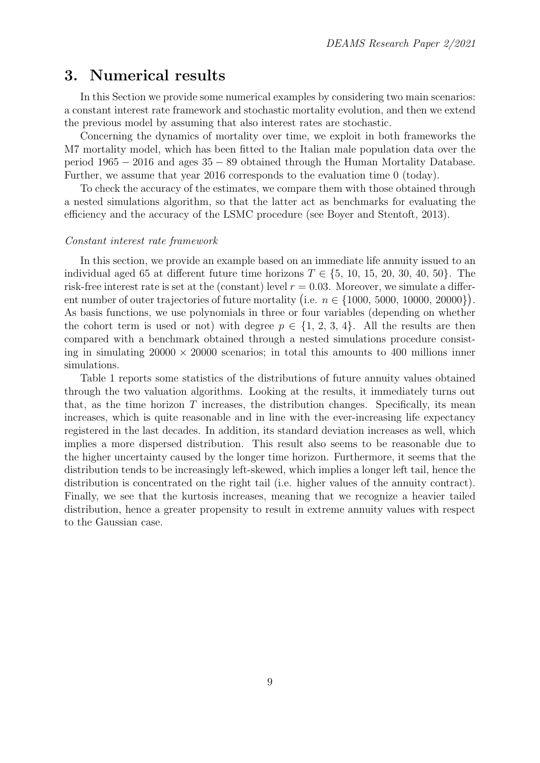# 3. Numerical results

In this Section we provide some numerical examples by considering two main scenarios: a constant interest rate framework and stochastic mortality evolution, and then we extend the previous model by assuming that also interest rates are stochastic.

Concerning the dynamics of mortality over time, we exploit in both frameworks the M7 mortality model, which has been fitted to the Italian male population data over the period $1965 - 2016$ and ages $35 - 89$ obtained through the Human Mortality Database. Further, we assume that year 2016 corresponds to the evaluation time 0 (today).

To check the accuracy of the estimates, we compare them with those obtained through a nested simulations algorithm, so that the latter act as benchmarks for evaluating the efficiency and the accuracy of the LSMC procedure (see Boyer and Stentoft, 2013).

*Constant interest rate framework*

In this section, we provide an example based on an immediate life annuity issued to an individual aged 65 at different future time horizons $T \in \{5, 10, 15, 20, 30, 40, 50\}$. The risk-free interest rate is set at the (constant) level $r = 0.03$. Moreover, we simulate a different number of outer trajectories of future mortality $\big($i.e. $n \in \{1000, 5000, 10000, 20000\}\big)$. As basis functions, we use polynomials in three or four variables (depending on whether the cohort term is used or not) with degree $p \in \{1, 2, 3, 4\}$. All the results are then compared with a benchmark obtained through a nested simulations procedure consisting in simulating $20000 \times 20000$ scenarios; in total this amounts to 400 millions inner simulations.

Table 1 reports some statistics of the distributions of future annuity values obtained through the two valuation algorithms. Looking at the results, it immediately turns out that, as the time horizon $T$ increases, the distribution changes. Specifically, its mean increases, which is quite reasonable and in line with the ever-increasing life expectancy registered in the last decades. In addition, its standard deviation increases as well, which implies a more dispersed distribution. This result also seems to be reasonable due to the higher uncertainty caused by the longer time horizon. Furthermore, it seems that the distribution tends to be increasingly left-skewed, which implies a longer left tail, hence the distribution is concentrated on the right tail (i.e. higher values of the annuity contract). Finally, we see that the kurtosis increases, meaning that we recognize a heavier tailed distribution, hence a greater propensity to result in extreme annuity values with respect to the Gaussian case.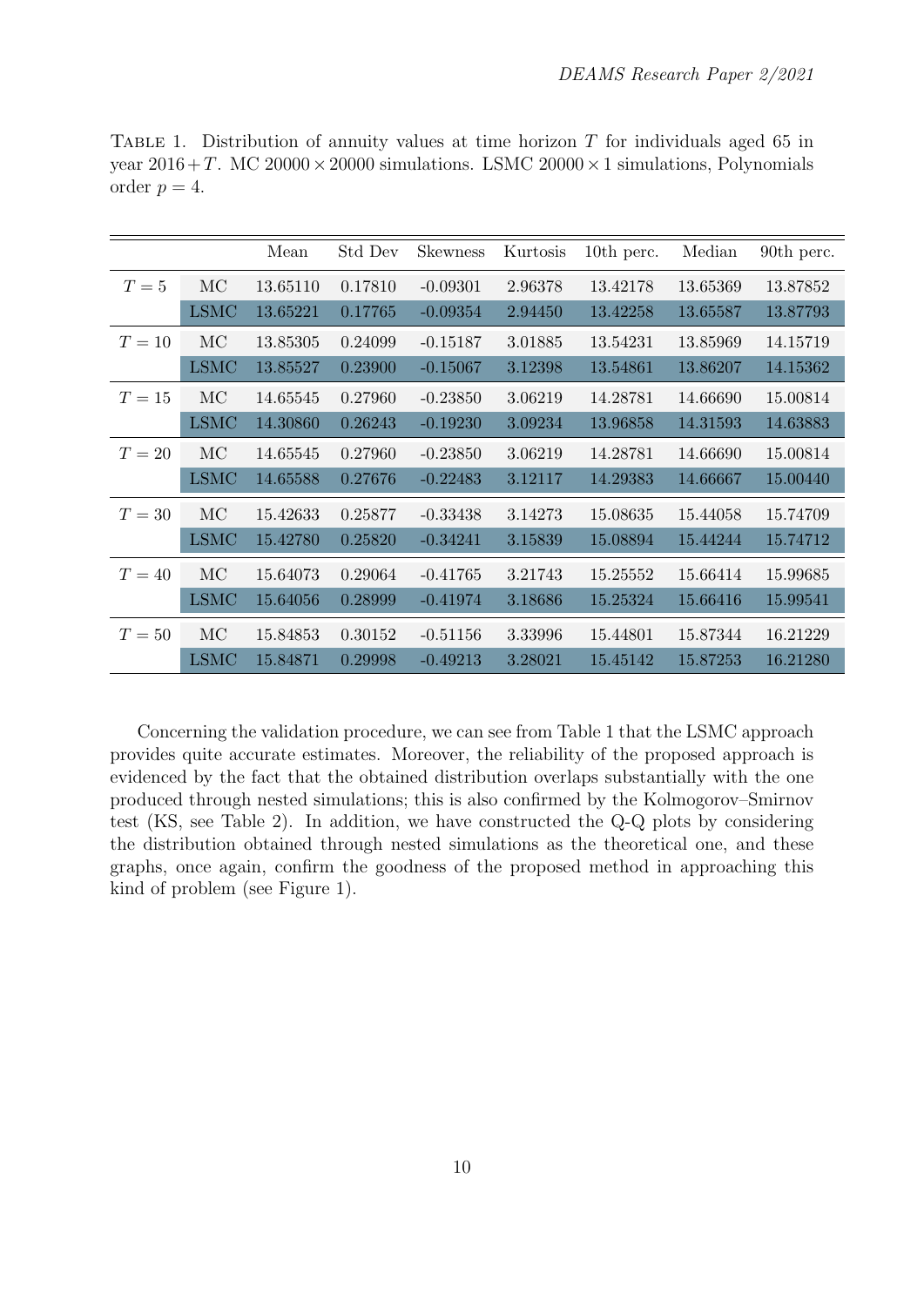Table 1. Distribution of annuity values at time horizon $T$ for individuals aged 65 in year $2016+T$. MC $20000 \times 20000$ simulations. LSMC $20000 \times 1$ simulations, Polynomials order $p = 4$.

| | | Mean | Std Dev | Skewness | Kurtosis | 10th perc. | Median | 90th perc. |
|---|---|---|---|---|---|---|---|---|
| $T = 5$ | MC | 13.65110 | 0.17810 | -0.09301 | 2.96378 | 13.42178 | 13.65369 | 13.87852 |
| | LSMC | 13.65221 | 0.17765 | -0.09354 | 2.94450 | 13.42258 | 13.65587 | 13.87793 |
| $T = 10$ | MC | 13.85305 | 0.24099 | -0.15187 | 3.01885 | 13.54231 | 13.85969 | 14.15719 |
| | LSMC | 13.85527 | 0.23900 | -0.15067 | 3.12398 | 13.54861 | 13.86207 | 14.15362 |
| $T = 15$ | MC | 14.65545 | 0.27960 | -0.23850 | 3.06219 | 14.28781 | 14.66690 | 15.00814 |
| | LSMC | 14.30860 | 0.26243 | -0.19230 | 3.09234 | 13.96858 | 14.31593 | 14.63883 |
| $T = 20$ | MC | 14.65545 | 0.27960 | -0.23850 | 3.06219 | 14.28781 | 14.66690 | 15.00814 |
| | LSMC | 14.65588 | 0.27676 | -0.22483 | 3.12117 | 14.29383 | 14.66667 | 15.00440 |
| $T = 30$ | MC | 15.42633 | 0.25877 | -0.33438 | 3.14273 | 15.08635 | 15.44058 | 15.74709 |
| | LSMC | 15.42780 | 0.25820 | -0.34241 | 3.15839 | 15.08894 | 15.44244 | 15.74712 |
| $T = 40$ | MC | 15.64073 | 0.29064 | -0.41765 | 3.21743 | 15.25552 | 15.66414 | 15.99685 |
| | LSMC | 15.64056 | 0.28999 | -0.41974 | 3.18686 | 15.25324 | 15.66416 | 15.99541 |
| $T = 50$ | MC | 15.84853 | 0.30152 | -0.51156 | 3.33996 | 15.44801 | 15.87344 | 16.21229 |
| | LSMC | 15.84871 | 0.29998 | -0.49213 | 3.28021 | 15.45142 | 15.87253 | 16.21280 |

Concerning the validation procedure, we can see from Table 1 that the LSMC approach provides quite accurate estimates. Moreover, the reliability of the proposed approach is evidenced by the fact that the obtained distribution overlaps substantially with the one produced through nested simulations; this is also confirmed by the Kolmogorov–Smirnov test (KS, see Table 2). In addition, we have constructed the Q-Q plots by considering the distribution obtained through nested simulations as the theoretical one, and these graphs, once again, confirm the goodness of the proposed method in approaching this kind of problem (see Figure 1).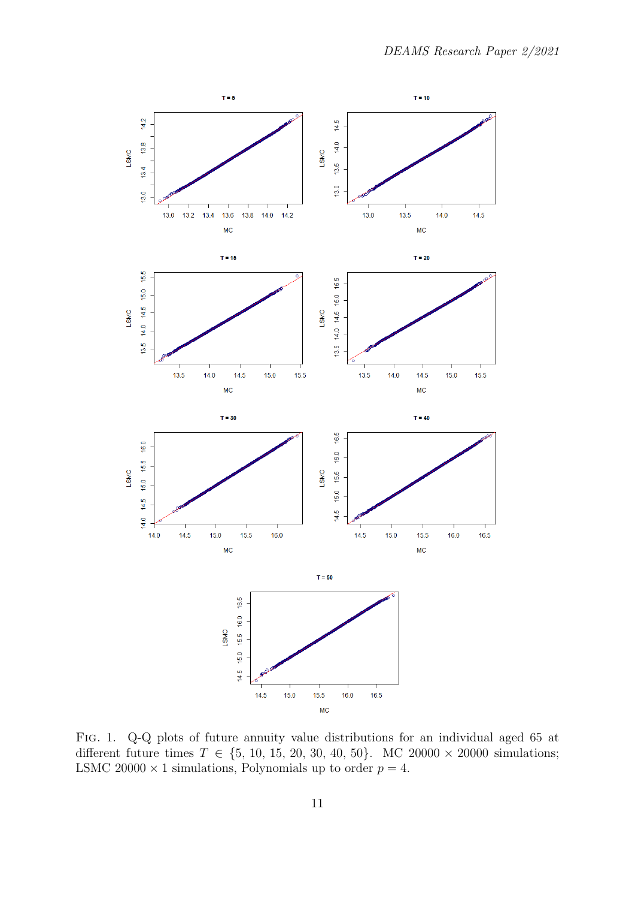Fig. 1. Q-Q plots of future annuity value distributions for an individual aged 65 at different future times $T \in \{5, 10, 15, 20, 30, 40, 50\}$. MC $20000 \times 20000$ simulations; LSMC $20000 \times 1$ simulations, Polynomials up to order $p = 4$.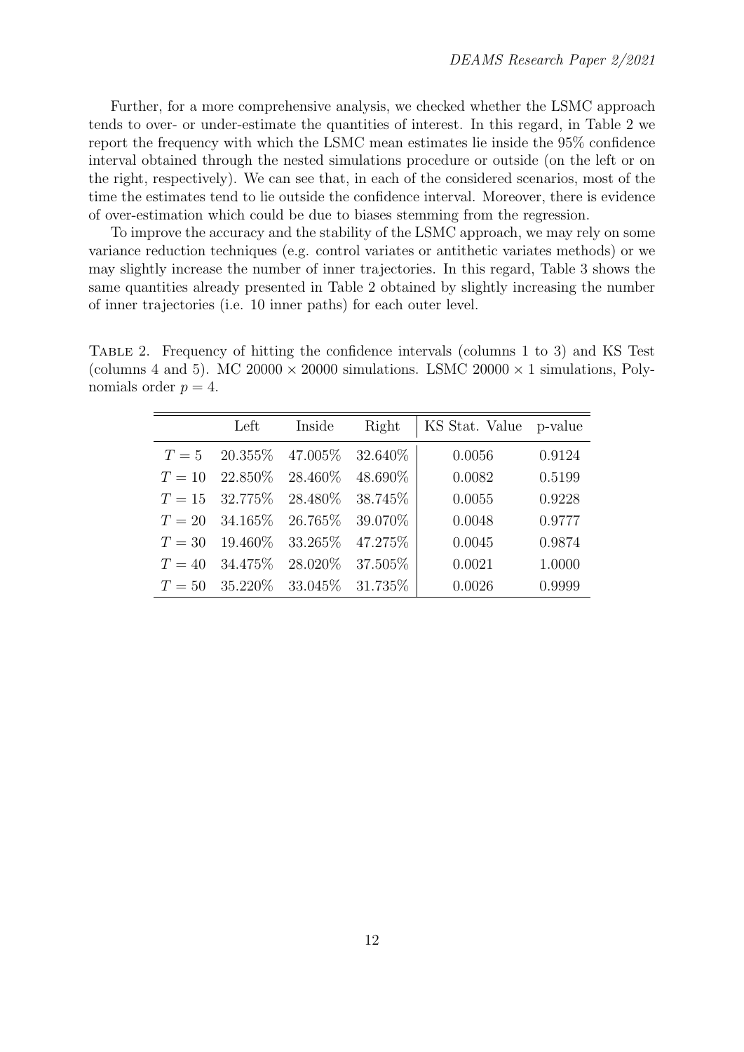Further, for a more comprehensive analysis, we checked whether the LSMC approach tends to over- or under-estimate the quantities of interest. In this regard, in Table 2 we report the frequency with which the LSMC mean estimates lie inside the 95% confidence interval obtained through the nested simulations procedure or outside (on the left or on the right, respectively). We can see that, in each of the considered scenarios, most of the time the estimates tend to lie outside the confidence interval. Moreover, there is evidence of over-estimation which could be due to biases stemming from the regression.

To improve the accuracy and the stability of the LSMC approach, we may rely on some variance reduction techniques (e.g. control variates or antithetic variates methods) or we may slightly increase the number of inner trajectories. In this regard, Table 3 shows the same quantities already presented in Table 2 obtained by slightly increasing the number of inner trajectories (i.e. 10 inner paths) for each outer level.

Table 2. Frequency of hitting the confidence intervals (columns 1 to 3) and KS Test (columns 4 and 5). MC $20000 \times 20000$ simulations. LSMC $20000 \times 1$ simulations, Polynomials order $p = 4$.

| | Left | Inside | Right | KS Stat. Value | p-value |
|---|---|---|---|---|---|
| $T = 5$ | 20.355% | 47.005% | 32.640% | 0.0056 | 0.9124 |
| $T = 10$ | 22.850% | 28.460% | 48.690% | 0.0082 | 0.5199 |
| $T = 15$ | 32.775% | 28.480% | 38.745% | 0.0055 | 0.9228 |
| $T = 20$ | 34.165% | 26.765% | 39.070% | 0.0048 | 0.9777 |
| $T = 30$ | 19.460% | 33.265% | 47.275% | 0.0045 | 0.9874 |
| $T = 40$ | 34.475% | 28.020% | 37.505% | 0.0021 | 1.0000 |
| $T = 50$ | 35.220% | 33.045% | 31.735% | 0.0026 | 0.9999 |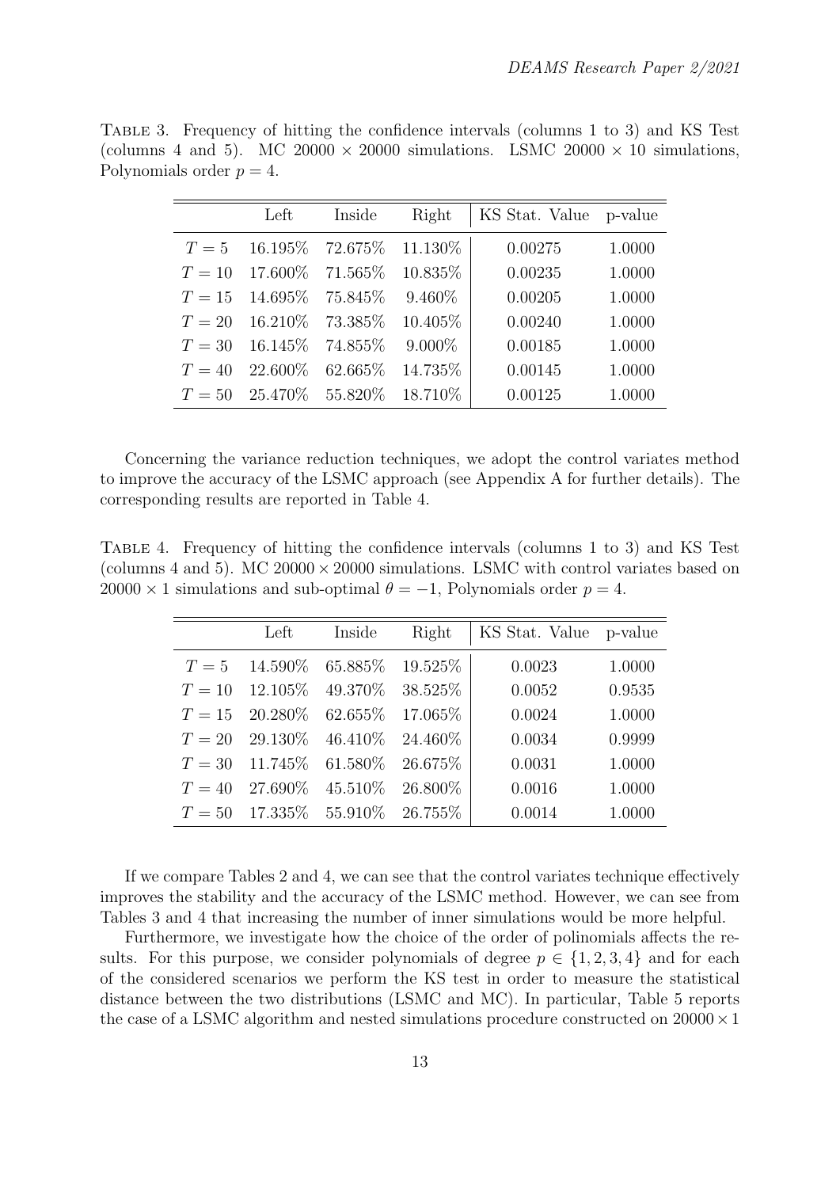Table 3. Frequency of hitting the confidence intervals (columns 1 to 3) and KS Test (columns 4 and 5). MC $20000 \times 20000$ simulations. LSMC $20000 \times 10$ simulations, Polynomials order $p = 4$.

| | Left | Inside | Right | KS Stat. Value | p-value |
|---|---|---|---|---|---|
| $T = 5$ | 16.195% | 72.675% | 11.130% | 0.00275 | 1.0000 |
| $T = 10$ | 17.600% | 71.565% | 10.835% | 0.00235 | 1.0000 |
| $T = 15$ | 14.695% | 75.845% | 9.460% | 0.00205 | 1.0000 |
| $T = 20$ | 16.210% | 73.385% | 10.405% | 0.00240 | 1.0000 |
| $T = 30$ | 16.145% | 74.855% | 9.000% | 0.00185 | 1.0000 |
| $T = 40$ | 22.600% | 62.665% | 14.735% | 0.00145 | 1.0000 |
| $T = 50$ | 25.470% | 55.820% | 18.710% | 0.00125 | 1.0000 |

Concerning the variance reduction techniques, we adopt the control variates method to improve the accuracy of the LSMC approach (see Appendix A for further details). The corresponding results are reported in Table 4.

Table 4. Frequency of hitting the confidence intervals (columns 1 to 3) and KS Test (columns 4 and 5). MC $20000 \times 20000$ simulations. LSMC with control variates based on $20000 \times 1$ simulations and sub-optimal $\theta = -1$, Polynomials order $p = 4$.

| | Left | Inside | Right | KS Stat. Value | p-value |
|---|---|---|---|---|---|
| $T = 5$ | 14.590% | 65.885% | 19.525% | 0.0023 | 1.0000 |
| $T = 10$ | 12.105% | 49.370% | 38.525% | 0.0052 | 0.9535 |
| $T = 15$ | 20.280% | 62.655% | 17.065% | 0.0024 | 1.0000 |
| $T = 20$ | 29.130% | 46.410% | 24.460% | 0.0034 | 0.9999 |
| $T = 30$ | 11.745% | 61.580% | 26.675% | 0.0031 | 1.0000 |
| $T = 40$ | 27.690% | 45.510% | 26.800% | 0.0016 | 1.0000 |
| $T = 50$ | 17.335% | 55.910% | 26.755% | 0.0014 | 1.0000 |

If we compare Tables 2 and 4, we can see that the control variates technique effectively improves the stability and the accuracy of the LSMC method. However, we can see from Tables 3 and 4 that increasing the number of inner simulations would be more helpful.

Furthermore, we investigate how the choice of the order of polinomials affects the results. For this purpose, we consider polynomials of degree $p \in \{1, 2, 3, 4\}$ and for each of the considered scenarios we perform the KS test in order to measure the statistical distance between the two distributions (LSMC and MC). In particular, Table 5 reports the case of a LSMC algorithm and nested simulations procedure constructed on $20000 \times 1$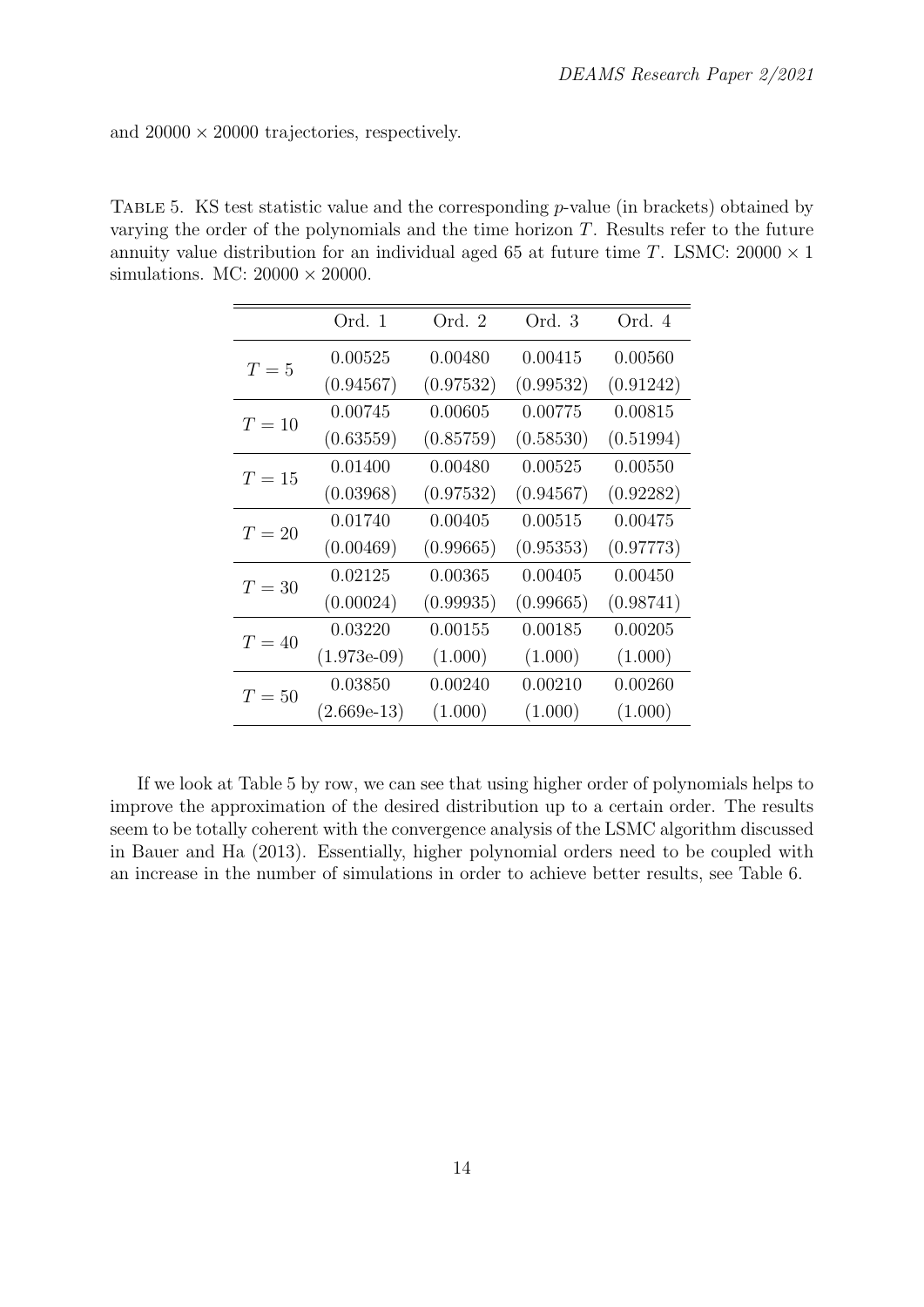and $20000 \times 20000$ trajectories, respectively.

Table 5. KS test statistic value and the corresponding $p$-value (in brackets) obtained by varying the order of the polynomials and the time horizon $T$. Results refer to the future annuity value distribution for an individual aged 65 at future time $T$. LSMC: $20000 \times 1$ simulations. MC: $20000 \times 20000$.

| | Ord. 1 | Ord. 2 | Ord. 3 | Ord. 4 |
|---|---|---|---|---|
| $T = 5$ | 0.00525 | 0.00480 | 0.00415 | 0.00560 |
| | (0.94567) | (0.97532) | (0.99532) | (0.91242) |
| $T = 10$ | 0.00745 | 0.00605 | 0.00775 | 0.00815 |
| | (0.63559) | (0.85759) | (0.58530) | (0.51994) |
| $T = 15$ | 0.01400 | 0.00480 | 0.00525 | 0.00550 |
| | (0.03968) | (0.97532) | (0.94567) | (0.92282) |
| $T = 20$ | 0.01740 | 0.00405 | 0.00515 | 0.00475 |
| | (0.00469) | (0.99665) | (0.95353) | (0.97773) |
| $T = 30$ | 0.02125 | 0.00365 | 0.00405 | 0.00450 |
| | (0.00024) | (0.99935) | (0.99665) | (0.98741) |
| $T = 40$ | 0.03220 | 0.00155 | 0.00185 | 0.00205 |
| | (1.973e-09) | (1.000) | (1.000) | (1.000) |
| $T = 50$ | 0.03850 | 0.00240 | 0.00210 | 0.00260 |
| | (2.669e-13) | (1.000) | (1.000) | (1.000) |

If we look at Table 5 by row, we can see that using higher order of polynomials helps to improve the approximation of the desired distribution up to a certain order. The results seem to be totally coherent with the convergence analysis of the LSMC algorithm discussed in Bauer and Ha (2013). Essentially, higher polynomial orders need to be coupled with an increase in the number of simulations in order to achieve better results, see Table 6.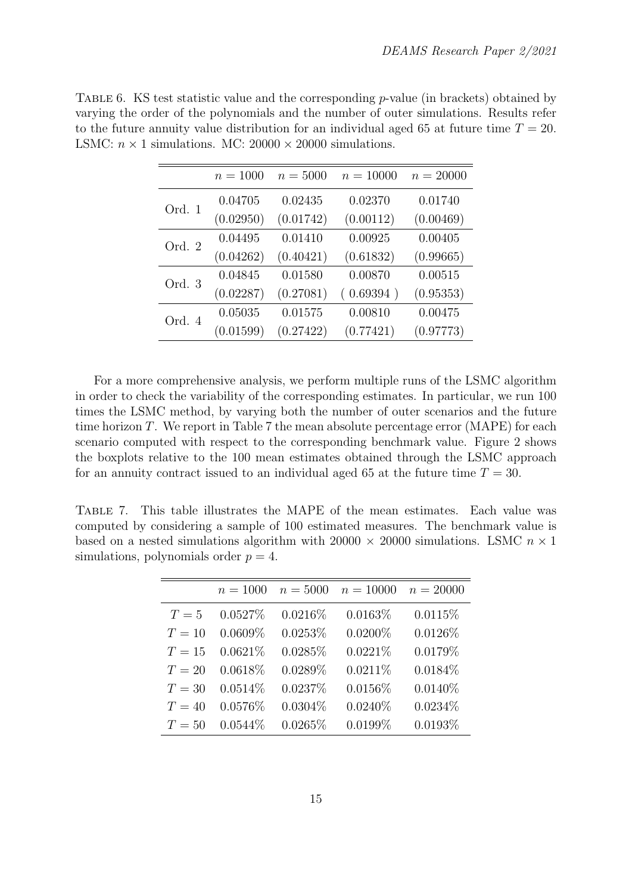Table 6. KS test statistic value and the corresponding $p$-value (in brackets) obtained by varying the order of the polynomials and the number of outer simulations. Results refer to the future annuity value distribution for an individual aged 65 at future time $T = 20$. LSMC: $n \times 1$ simulations. MC: $20000 \times 20000$ simulations.

| | $n = 1000$ | $n = 5000$ | $n = 10000$ | $n = 20000$ |
|---|---|---|---|---|
| Ord. 1 | 0.04705 | 0.02435 | 0.02370 | 0.01740 |
| | (0.02950) | (0.01742) | (0.00112) | (0.00469) |
| Ord. 2 | 0.04495 | 0.01410 | 0.00925 | 0.00405 |
| | (0.04262) | (0.40421) | (0.61832) | (0.99665) |
| Ord. 3 | 0.04845 | 0.01580 | 0.00870 | 0.00515 |
| | (0.02287) | (0.27081) | ( 0.69394 ) | (0.95353) |
| Ord. 4 | 0.05035 | 0.01575 | 0.00810 | 0.00475 |
| | (0.01599) | (0.27422) | (0.77421) | (0.97773) |

For a more comprehensive analysis, we perform multiple runs of the LSMC algorithm in order to check the variability of the corresponding estimates. In particular, we run 100 times the LSMC method, by varying both the number of outer scenarios and the future time horizon $T$. We report in Table 7 the mean absolute percentage error (MAPE) for each scenario computed with respect to the corresponding benchmark value. Figure 2 shows the boxplots relative to the 100 mean estimates obtained through the LSMC approach for an annuity contract issued to an individual aged 65 at the future time $T = 30$.

Table 7. This table illustrates the MAPE of the mean estimates. Each value was computed by considering a sample of 100 estimated measures. The benchmark value is based on a nested simulations algorithm with $20000 \times 20000$ simulations. LSMC $n \times 1$ simulations, polynomials order $p = 4$.

| | $n = 1000$ | $n = 5000$ | $n = 10000$ | $n = 20000$ |
|---|---|---|---|---|
| $T = 5$ | 0.0527% | 0.0216% | 0.0163% | 0.0115% |
| $T = 10$ | 0.0609% | 0.0253% | 0.0200% | 0.0126% |
| $T = 15$ | 0.0621% | 0.0285% | 0.0221% | 0.0179% |
| $T = 20$ | 0.0618% | 0.0289% | 0.0211% | 0.0184% |
| $T = 30$ | 0.0514% | 0.0237% | 0.0156% | 0.0140% |
| $T = 40$ | 0.0576% | 0.0304% | 0.0240% | 0.0234% |
| $T = 50$ | 0.0544% | 0.0265% | 0.0199% | 0.0193% |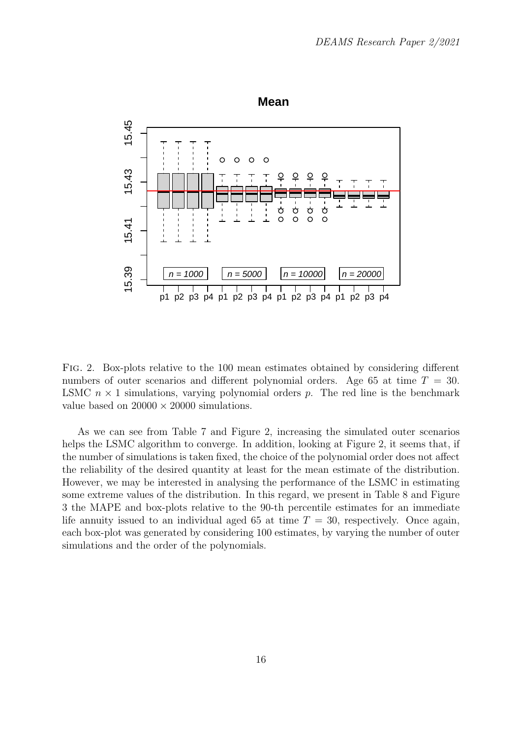Fig. 2. Box-plots relative to the 100 mean estimates obtained by considering different numbers of outer scenarios and different polynomial orders. Age 65 at time $T = 30$. LSMC $n \times 1$ simulations, varying polynomial orders $p$. The red line is the benchmark value based on $20000 \times 20000$ simulations.

As we can see from Table 7 and Figure 2, increasing the simulated outer scenarios helps the LSMC algorithm to converge. In addition, looking at Figure 2, it seems that, if the number of simulations is taken fixed, the choice of the polynomial order does not affect the reliability of the desired quantity at least for the mean estimate of the distribution. However, we may be interested in analysing the performance of the LSMC in estimating some extreme values of the distribution. In this regard, we present in Table 8 and Figure 3 the MAPE and box-plots relative to the 90-th percentile estimates for an immediate life annuity issued to an individual aged 65 at time $T = 30$, respectively. Once again, each box-plot was generated by considering 100 estimates, by varying the number of outer simulations and the order of the polynomials.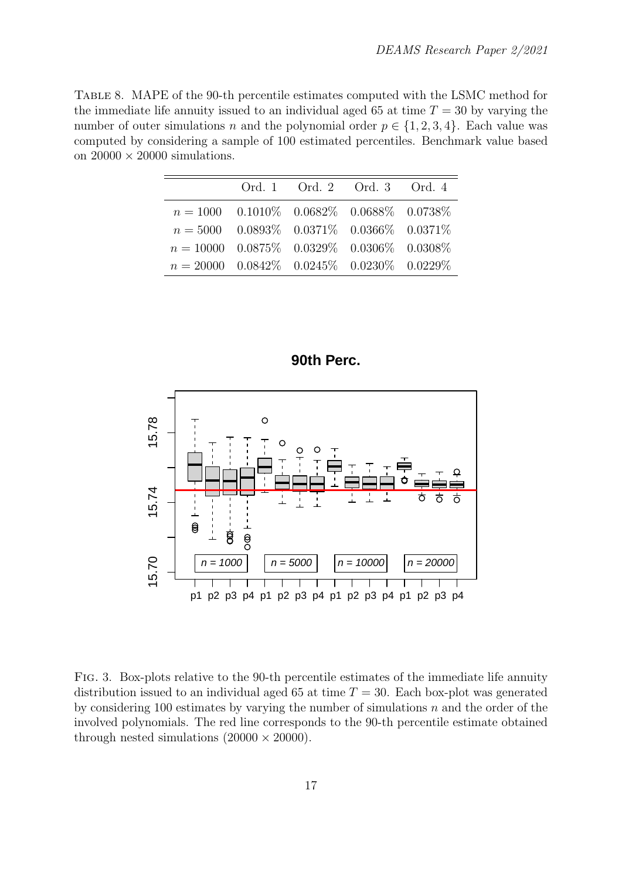Table 8. MAPE of the 90-th percentile estimates computed with the LSMC method for the immediate life annuity issued to an individual aged 65 at time $T = 30$ by varying the number of outer simulations $n$ and the polynomial order $p \in \{1, 2, 3, 4\}$. Each value was computed by considering a sample of 100 estimated percentiles. Benchmark value based on $20000 \times 20000$ simulations.

| | Ord. 1 | Ord. 2 | Ord. 3 | Ord. 4 |
|---|---|---|---|---|
| $n = 1000$ | 0.1010% | 0.0682% | 0.0688% | 0.0738% |
| $n = 5000$ | 0.0893% | 0.0371% | 0.0366% | 0.0371% |
| $n = 10000$ | 0.0875% | 0.0329% | 0.0306% | 0.0308% |
| $n = 20000$ | 0.0842% | 0.0245% | 0.0230% | 0.0229% |

Fig. 3. Box-plots relative to the 90-th percentile estimates of the immediate life annuity distribution issued to an individual aged 65 at time $T = 30$. Each box-plot was generated by considering 100 estimates by varying the number of simulations $n$ and the order of the involved polynomials. The red line corresponds to the 90-th percentile estimate obtained through nested simulations ($20000 \times 20000$).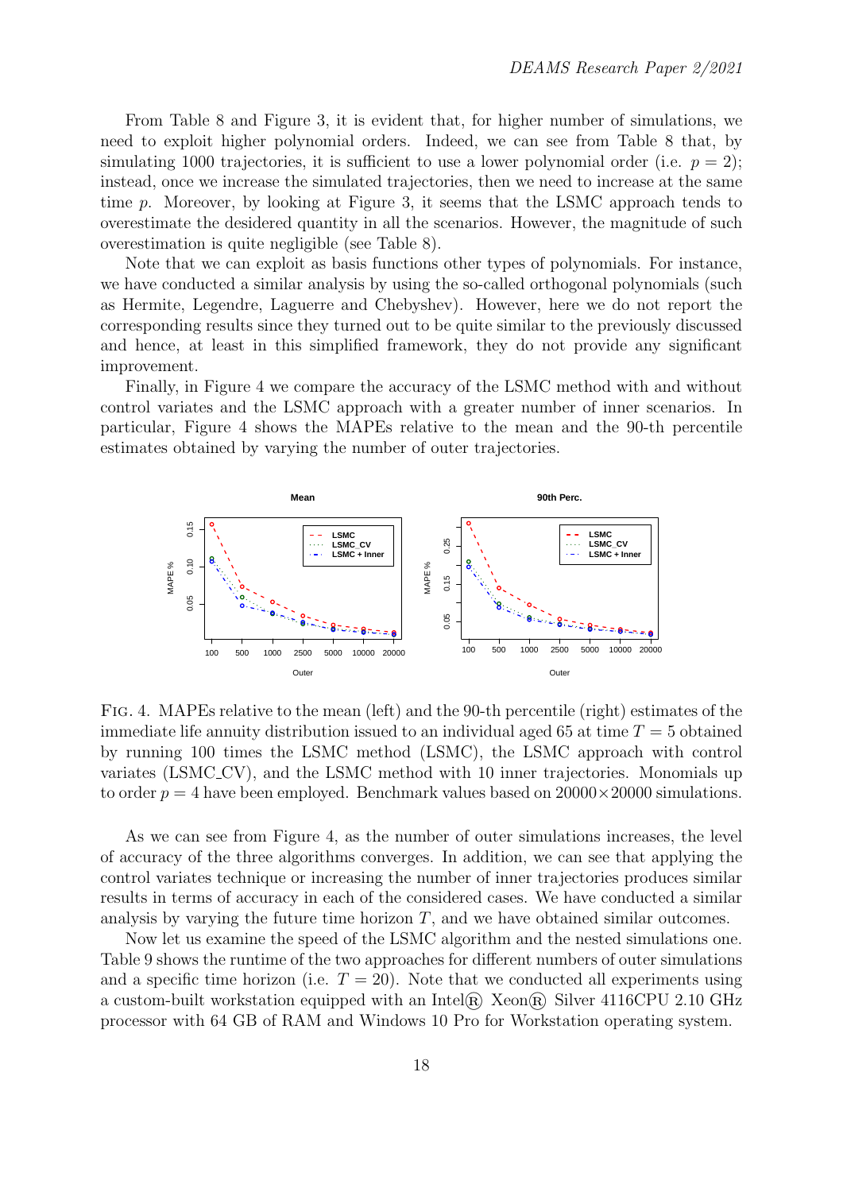From Table 8 and Figure 3, it is evident that, for higher number of simulations, we need to exploit higher polynomial orders. Indeed, we can see from Table 8 that, by simulating 1000 trajectories, it is sufficient to use a lower polynomial order (i.e. $p = 2$); instead, once we increase the simulated trajectories, then we need to increase at the same time $p$. Moreover, by looking at Figure 3, it seems that the LSMC approach tends to overestimate the desidered quantity in all the scenarios. However, the magnitude of such overestimation is quite negligible (see Table 8).

Note that we can exploit as basis functions other types of polynomials. For instance, we have conducted a similar analysis by using the so-called orthogonal polynomials (such as Hermite, Legendre, Laguerre and Chebyshev). However, here we do not report the corresponding results since they turned out to be quite similar to the previously discussed and hence, at least in this simplified framework, they do not provide any significant improvement.

Finally, in Figure 4 we compare the accuracy of the LSMC method with and without control variates and the LSMC approach with a greater number of inner scenarios. In particular, Figure 4 shows the MAPEs relative to the mean and the 90-th percentile estimates obtained by varying the number of outer trajectories.

FIG. 4. MAPEs relative to the mean (left) and the 90-th percentile (right) estimates of the immediate life annuity distribution issued to an individual aged 65 at time $T = 5$ obtained by running 100 times the LSMC method (LSMC), the LSMC approach with control variates (LSMC_CV), and the LSMC method with 10 inner trajectories. Monomials up to order $p = 4$ have been employed. Benchmark values based on $20000 \times 20000$ simulations.

As we can see from Figure 4, as the number of outer simulations increases, the level of accuracy of the three algorithms converges. In addition, we can see that applying the control variates technique or increasing the number of inner trajectories produces similar results in terms of accuracy in each of the considered cases. We have conducted a similar analysis by varying the future time horizon $T$, and we have obtained similar outcomes.

Now let us examine the speed of the LSMC algorithm and the nested simulations one. Table 9 shows the runtime of the two approaches for different numbers of outer simulations and a specific time horizon (i.e. $T = 20$). Note that we conducted all experiments using a custom-built workstation equipped with an Intel® Xeon® Silver 4116CPU 2.10 GHz processor with 64 GB of RAM and Windows 10 Pro for Workstation operating system.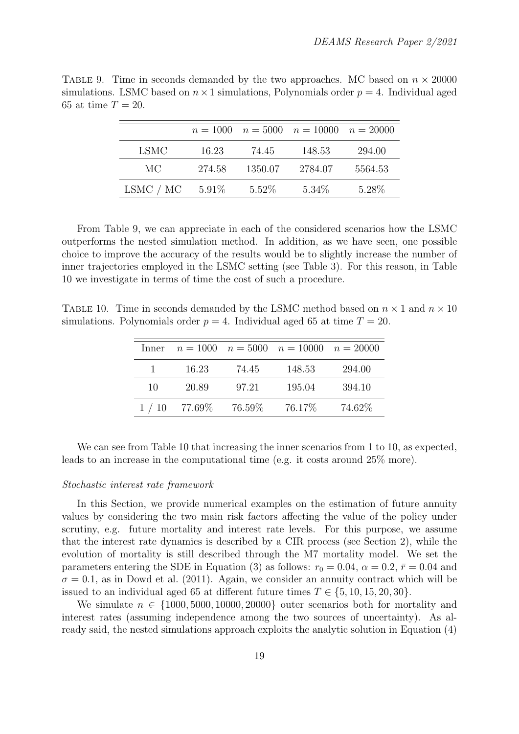Table 9. Time in seconds demanded by the two approaches. MC based on $n \times 20000$ simulations. LSMC based on $n \times 1$ simulations, Polynomials order $p = 4$. Individual aged 65 at time $T = 20$.

| | $n = 1000$ | $n = 5000$ | $n = 10000$ | $n = 20000$ |
|---|---|---|---|---|
| LSMC | 16.23 | 74.45 | 148.53 | 294.00 |
| MC | 274.58 | 1350.07 | 2784.07 | 5564.53 |
| LSMC / MC | 5.91% | 5.52% | 5.34% | 5.28% |

From Table 9, we can appreciate in each of the considered scenarios how the LSMC outperforms the nested simulation method. In addition, as we have seen, one possible choice to improve the accuracy of the results would be to slightly increase the number of inner trajectories employed in the LSMC setting (see Table 3). For this reason, in Table 10 we investigate in terms of time the cost of such a procedure.

Table 10. Time in seconds demanded by the LSMC method based on $n \times 1$ and $n \times 10$ simulations. Polynomials order $p = 4$. Individual aged 65 at time $T = 20$.

| Inner | $n = 1000$ | $n = 5000$ | $n = 10000$ | $n = 20000$ |
|---|---|---|---|---|
| 1 | 16.23 | 74.45 | 148.53 | 294.00 |
| 10 | 20.89 | 97.21 | 195.04 | 394.10 |
| 1 / 10 | 77.69% | 76.59% | 76.17% | 74.62% |

We can see from Table 10 that increasing the inner scenarios from 1 to 10, as expected, leads to an increase in the computational time (e.g. it costs around 25% more).

*Stochastic interest rate framework*

In this Section, we provide numerical examples on the estimation of future annuity values by considering the two main risk factors affecting the value of the policy under scrutiny, e.g. future mortality and interest rate levels. For this purpose, we assume that the interest rate dynamics is described by a CIR process (see Section 2), while the evolution of mortality is still described through the M7 mortality model. We set the parameters entering the SDE in Equation (3) as follows: $r_0 = 0.04$, $\alpha = 0.2$, $\bar{r} = 0.04$ and $\sigma = 0.1$, as in Dowd et al. (2011). Again, we consider an annuity contract which will be issued to an individual aged 65 at different future times $T \in \{5, 10, 15, 20, 30\}$.

We simulate $n \in \{1000, 5000, 10000, 20000\}$ outer scenarios both for mortality and interest rates (assuming independence among the two sources of uncertainty). As already said, the nested simulations approach exploits the analytic solution in Equation (4)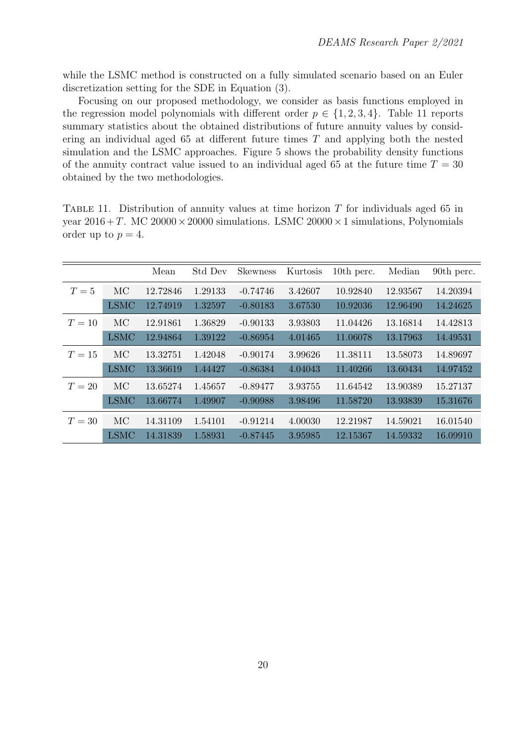while the LSMC method is constructed on a fully simulated scenario based on an Euler discretization setting for the SDE in Equation (3).

Focusing on our proposed methodology, we consider as basis functions employed in the regression model polynomials with different order $p \in \{1, 2, 3, 4\}$. Table 11 reports summary statistics about the obtained distributions of future annuity values by considering an individual aged 65 at different future times $T$ and applying both the nested simulation and the LSMC approaches. Figure 5 shows the probability density functions of the annuity contract value issued to an individual aged 65 at the future time $T = 30$ obtained by the two methodologies.

Table 11. Distribution of annuity values at time horizon $T$ for individuals aged 65 in year $2016+T$. MC $20000 \times 20000$ simulations. LSMC $20000 \times 1$ simulations, Polynomials order up to $p = 4$.

| | | Mean | Std Dev | Skewness | Kurtosis | 10th perc. | Median | 90th perc. |
|---|---|---|---|---|---|---|---|---|
| $T = 5$ | MC | 12.72846 | 1.29133 | -0.74746 | 3.42607 | 10.92840 | 12.93567 | 14.20394 |
| | LSMC | 12.74919 | 1.32597 | -0.80183 | 3.67530 | 10.92036 | 12.96490 | 14.24625 |
| $T = 10$ | MC | 12.91861 | 1.36829 | -0.90133 | 3.93803 | 11.04426 | 13.16814 | 14.42813 |
| | LSMC | 12.94864 | 1.39122 | -0.86954 | 4.01465 | 11.06078 | 13.17963 | 14.49531 |
| $T = 15$ | MC | 13.32751 | 1.42048 | -0.90174 | 3.99626 | 11.38111 | 13.58073 | 14.89697 |
| | LSMC | 13.36619 | 1.44427 | -0.86384 | 4.04043 | 11.40266 | 13.60434 | 14.97452 |
| $T = 20$ | MC | 13.65274 | 1.45657 | -0.89477 | 3.93755 | 11.64542 | 13.90389 | 15.27137 |
| | LSMC | 13.66774 | 1.49907 | -0.90988 | 3.98496 | 11.58720 | 13.93839 | 15.31676 |
| $T = 30$ | MC | 14.31109 | 1.54101 | -0.91214 | 4.00030 | 12.21987 | 14.59021 | 16.01540 |
| | LSMC | 14.31839 | 1.58931 | -0.87445 | 3.95985 | 12.15367 | 14.59332 | 16.09910 |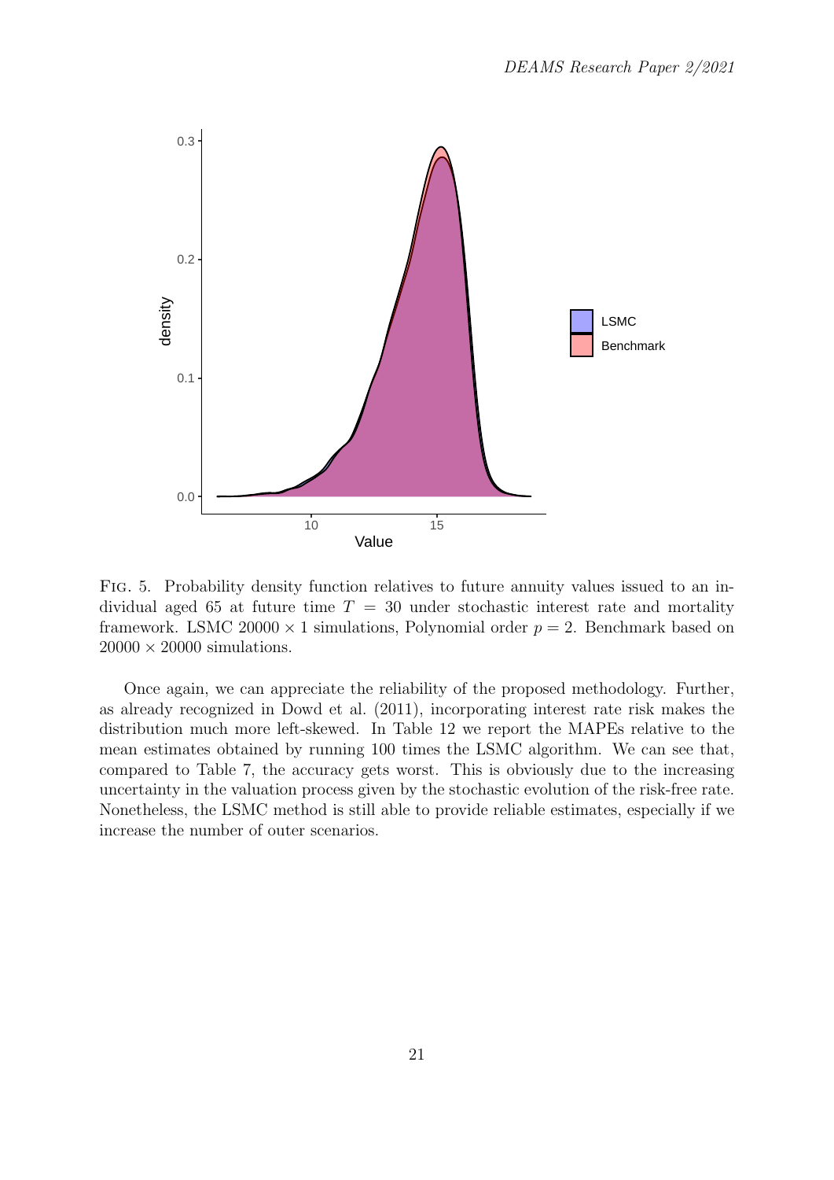Fig. 5. Probability density function relatives to future annuity values issued to an individual aged 65 at future time $T = 30$ under stochastic interest rate and mortality framework. LSMC $20000 \times 1$ simulations, Polynomial order $p = 2$. Benchmark based on $20000 \times 20000$ simulations.

Once again, we can appreciate the reliability of the proposed methodology. Further, as already recognized in Dowd et al. (2011), incorporating interest rate risk makes the distribution much more left-skewed. In Table 12 we report the MAPEs relative to the mean estimates obtained by running 100 times the LSMC algorithm. We can see that, compared to Table 7, the accuracy gets worst. This is obviously due to the increasing uncertainty in the valuation process given by the stochastic evolution of the risk-free rate. Nonetheless, the LSMC method is still able to provide reliable estimates, especially if we increase the number of outer scenarios.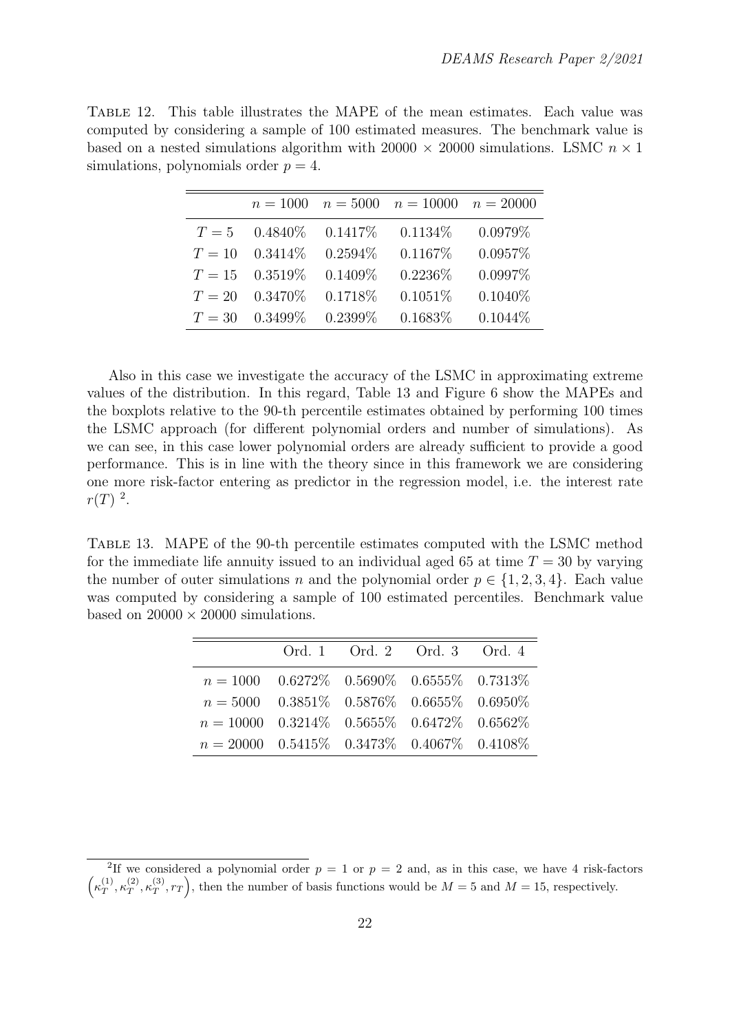Table 12. This table illustrates the MAPE of the mean estimates. Each value was computed by considering a sample of 100 estimated measures. The benchmark value is based on a nested simulations algorithm with 20000 × 20000 simulations. LSMC $n \times 1$ simulations, polynomials order $p = 4$.

| | $n = 1000$ | $n = 5000$ | $n = 10000$ | $n = 20000$ |
|---|---|---|---|---|
| $T = 5$ | 0.4840% | 0.1417% | 0.1134% | 0.0979% |
| $T = 10$ | 0.3414% | 0.2594% | 0.1167% | 0.0957% |
| $T = 15$ | 0.3519% | 0.1409% | 0.2236% | 0.0997% |
| $T = 20$ | 0.3470% | 0.1718% | 0.1051% | 0.1040% |
| $T = 30$ | 0.3499% | 0.2399% | 0.1683% | 0.1044% |

Also in this case we investigate the accuracy of the LSMC in approximating extreme values of the distribution. In this regard, Table 13 and Figure 6 show the MAPEs and the boxplots relative to the 90-th percentile estimates obtained by performing 100 times the LSMC approach (for different polynomial orders and number of simulations). As we can see, in this case lower polynomial orders are already sufficient to provide a good performance. This is in line with the theory since in this framework we are considering one more risk-factor entering as predictor in the regression model, i.e. the interest rate $r(T)$ [2].

Table 13. MAPE of the 90-th percentile estimates computed with the LSMC method for the immediate life annuity issued to an individual aged 65 at time $T = 30$ by varying the number of outer simulations $n$ and the polynomial order $p \in \{1, 2, 3, 4\}$. Each value was computed by considering a sample of 100 estimated percentiles. Benchmark value based on $20000 \times 20000$ simulations.

| | Ord. 1 | Ord. 2 | Ord. 3 | Ord. 4 |
|---|---|---|---|---|
| $n = 1000$ | 0.6272% | 0.5690% | 0.6555% | 0.7313% |
| $n = 5000$ | 0.3851% | 0.5876% | 0.6655% | 0.6950% |
| $n = 10000$ | 0.3214% | 0.5655% | 0.6472% | 0.6562% |
| $n = 20000$ | 0.5415% | 0.3473% | 0.4067% | 0.4108% |

[2] If we considered a polynomial order $p = 1$ or $p = 2$ and, as in this case, we have 4 risk-factors $\left(\kappa_T^{(1)}, \kappa_T^{(2)}, \kappa_T^{(3)}, r_T\right)$, then the number of basis functions would be $M = 5$ and $M = 15$, respectively.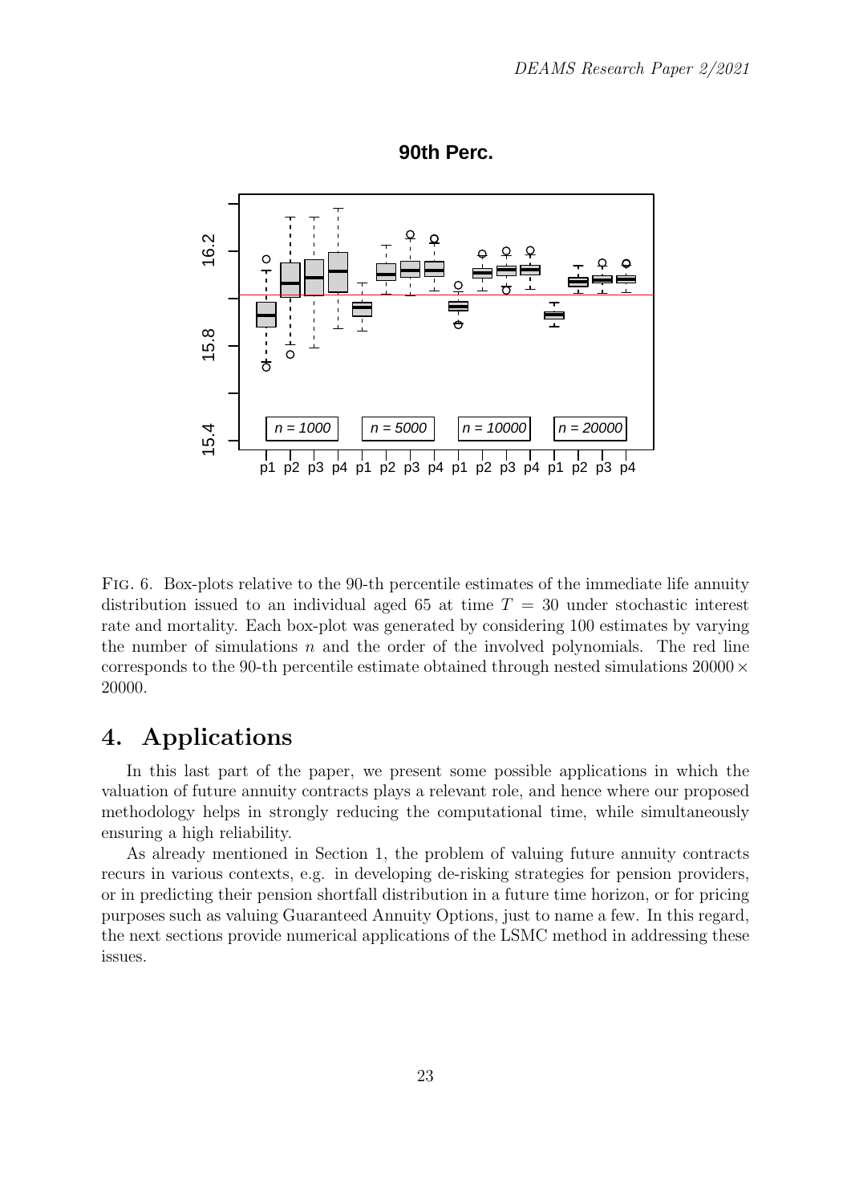Fig. 6. Box-plots relative to the 90-th percentile estimates of the immediate life annuity distribution issued to an individual aged 65 at time $T = 30$ under stochastic interest rate and mortality. Each box-plot was generated by considering 100 estimates by varying the number of simulations $n$ and the order of the involved polynomials. The red line corresponds to the 90-th percentile estimate obtained through nested simulations $20000 \times 20000$.

# 4. Applications

In this last part of the paper, we present some possible applications in which the valuation of future annuity contracts plays a relevant role, and hence where our proposed methodology helps in strongly reducing the computational time, while simultaneously ensuring a high reliability.

As already mentioned in Section 1, the problem of valuing future annuity contracts recurs in various contexts, e.g. in developing de-risking strategies for pension providers, or in predicting their pension shortfall distribution in a future time horizon, or for pricing purposes such as valuing Guaranteed Annuity Options, just to name a few. In this regard, the next sections provide numerical applications of the LSMC method in addressing these issues.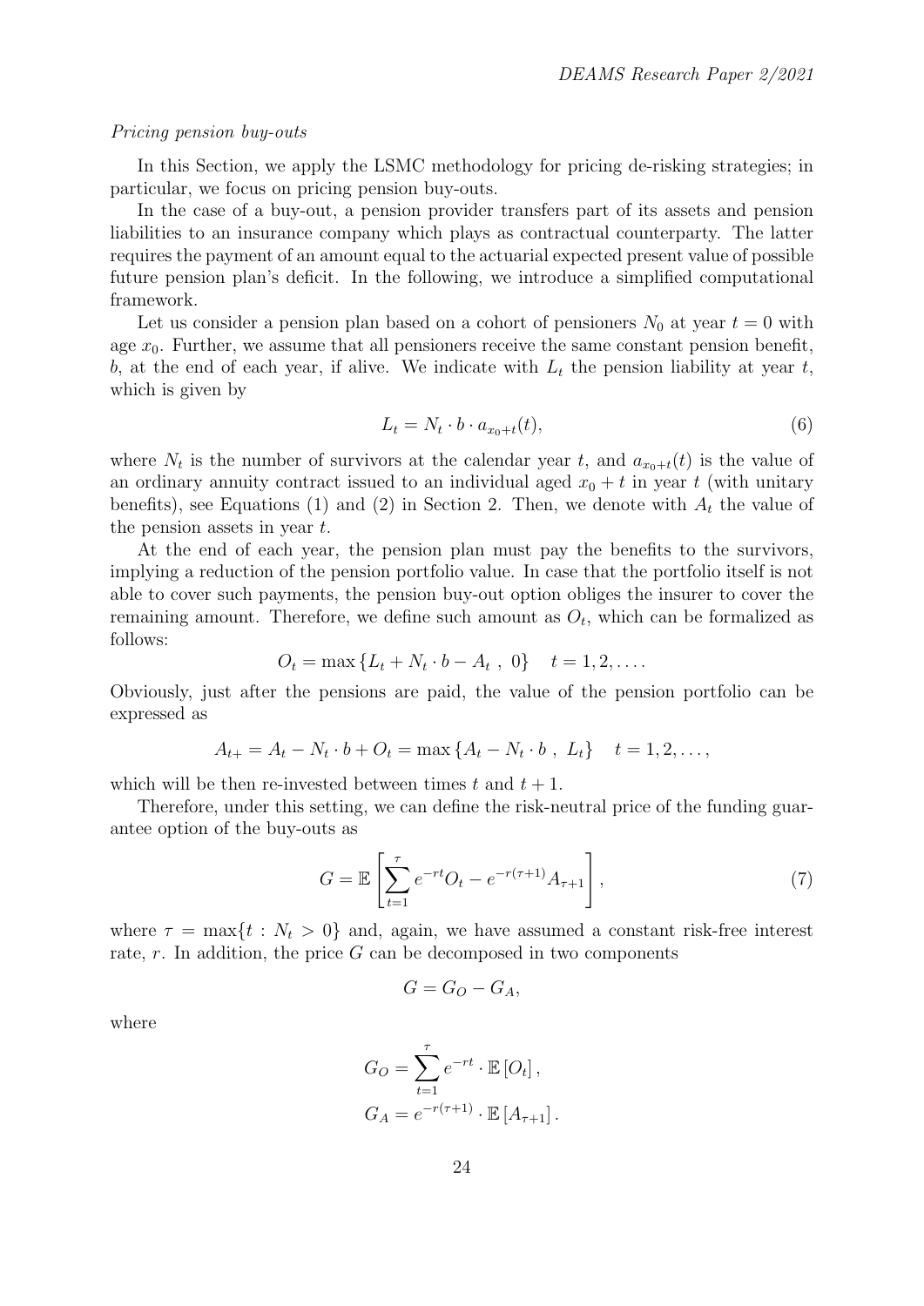*Pricing pension buy-outs*

In this Section, we apply the LSMC methodology for pricing de-risking strategies; in particular, we focus on pricing pension buy-outs.

In the case of a buy-out, a pension provider transfers part of its assets and pension liabilities to an insurance company which plays as contractual counterparty. The latter requires the payment of an amount equal to the actuarial expected present value of possible future pension plan's deficit. In the following, we introduce a simplified computational framework.

Let us consider a pension plan based on a cohort of pensioners $N_0$ at year $t = 0$ with age $x_0$. Further, we assume that all pensioners receive the same constant pension benefit, $b$, at the end of each year, if alive. We indicate with $L_t$ the pension liability at year $t$, which is given by

$$L_t = N_t \cdot b \cdot a_{x_0+t}(t), \tag{6}$$

where $N_t$ is the number of survivors at the calendar year $t$, and $a_{x_0+t}(t)$ is the value of an ordinary annuity contract issued to an individual aged $x_0 + t$ in year $t$ (with unitary benefits), see Equations (1) and (2) in Section 2. Then, we denote with $A_t$ the value of the pension assets in year $t$.

At the end of each year, the pension plan must pay the benefits to the survivors, implying a reduction of the pension portfolio value. In case that the portfolio itself is not able to cover such payments, the pension buy-out option obliges the insurer to cover the remaining amount. Therefore, we define such amount as $O_t$, which can be formalized as follows:

$$O_t = \max\left\{L_t + N_t \cdot b - A_t\ ,\ 0\right\} \quad t = 1, 2, \ldots .$$

Obviously, just after the pensions are paid, the value of the pension portfolio can be expressed as

$$A_{t+} = A_t - N_t \cdot b + O_t = \max\left\{A_t - N_t \cdot b\ ,\ L_t\right\} \quad t = 1, 2, \ldots ,$$

which will be then re-invested between times $t$ and $t + 1$.

Therefore, under this setting, we can define the risk-neutral price of the funding guarantee option of the buy-outs as

$$G = \mathbb{E}\left[\sum_{t=1}^{\tau} e^{-rt} O_t - e^{-r(\tau+1)} A_{\tau+1}\right], \tag{7}$$

where $\tau = \max\{t : N_t > 0\}$ and, again, we have assumed a constant risk-free interest rate, $r$. In addition, the price $G$ can be decomposed in two components

$$G = G_O - G_A,$$

where

$$G_O = \sum_{t=1}^{\tau} e^{-rt} \cdot \mathbb{E}\left[O_t\right],$$
$$G_A = e^{-r(\tau+1)} \cdot \mathbb{E}\left[A_{\tau+1}\right].$$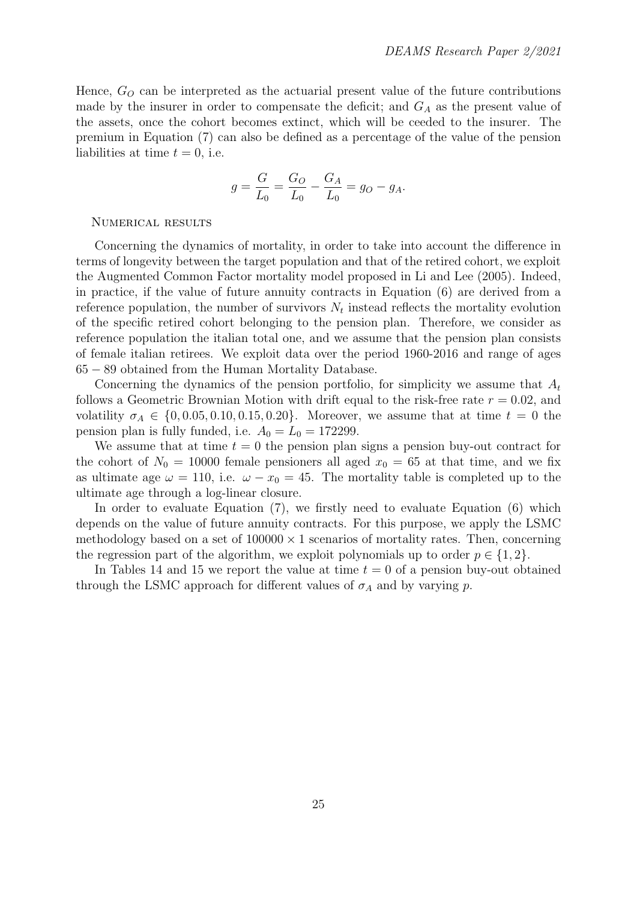Hence, $G_O$ can be interpreted as the actuarial present value of the future contributions made by the insurer in order to compensate the deficit; and $G_A$ as the present value of the assets, once the cohort becomes extinct, which will be ceeded to the insurer. The premium in Equation (7) can also be defined as a percentage of the value of the pension liabilities at time $t = 0$, i.e.

$$g = \frac{G}{L_0} = \frac{G_O}{L_0} - \frac{G_A}{L_0} = g_O - g_A.$$

Numerical results

Concerning the dynamics of mortality, in order to take into account the difference in terms of longevity between the target population and that of the retired cohort, we exploit the Augmented Common Factor mortality model proposed in Li and Lee (2005). Indeed, in practice, if the value of future annuity contracts in Equation (6) are derived from a reference population, the number of survivors $N_t$ instead reflects the mortality evolution of the specific retired cohort belonging to the pension plan. Therefore, we consider as reference population the italian total one, and we assume that the pension plan consists of female italian retirees. We exploit data over the period 1960-2016 and range of ages $65 - 89$ obtained from the Human Mortality Database.

Concerning the dynamics of the pension portfolio, for simplicity we assume that $A_t$ follows a Geometric Brownian Motion with drift equal to the risk-free rate $r = 0.02$, and volatility $\sigma_A \in \{0, 0.05, 0.10, 0.15, 0.20\}$. Moreover, we assume that at time $t = 0$ the pension plan is fully funded, i.e. $A_0 = L_0 = 172299$.

We assume that at time $t = 0$ the pension plan signs a pension buy-out contract for the cohort of $N_0 = 10000$ female pensioners all aged $x_0 = 65$ at that time, and we fix as ultimate age $\omega = 110$, i.e. $\omega - x_0 = 45$. The mortality table is completed up to the ultimate age through a log-linear closure.

In order to evaluate Equation (7), we firstly need to evaluate Equation (6) which depends on the value of future annuity contracts. For this purpose, we apply the LSMC methodology based on a set of $100000 \times 1$ scenarios of mortality rates. Then, concerning the regression part of the algorithm, we exploit polynomials up to order $p \in \{1, 2\}$.

In Tables 14 and 15 we report the value at time $t = 0$ of a pension buy-out obtained through the LSMC approach for different values of $\sigma_A$ and by varying $p$.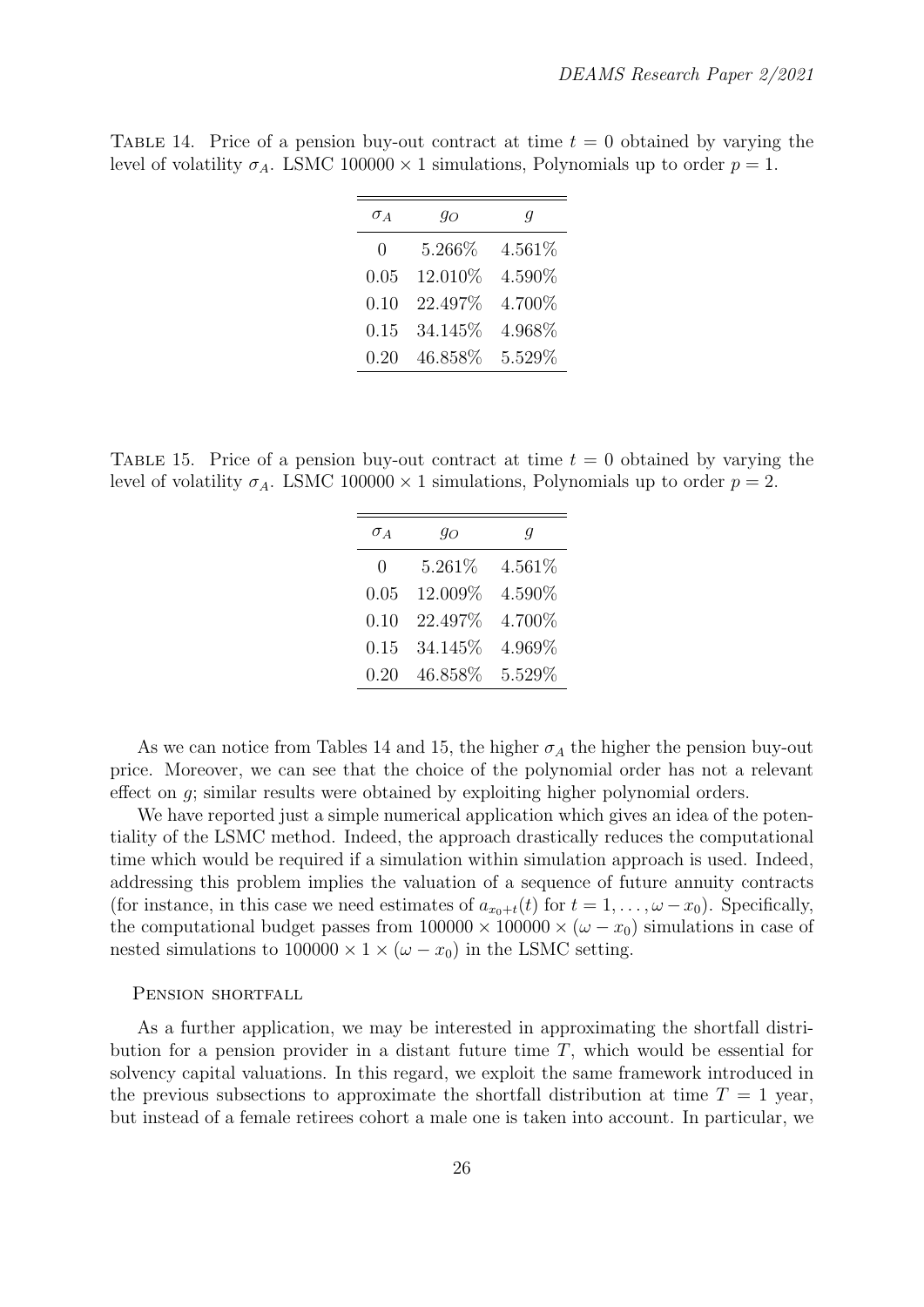Table 14. Price of a pension buy-out contract at time $t = 0$ obtained by varying the level of volatility $\sigma_A$. LSMC $100000 \times 1$ simulations, Polynomials up to order $p = 1$.

| $\sigma_A$ | $g_O$ | $g$ |
|---|---|---|
| 0 | 5.266% | 4.561% |
| 0.05 | 12.010% | 4.590% |
| 0.10 | 22.497% | 4.700% |
| 0.15 | 34.145% | 4.968% |
| 0.20 | 46.858% | 5.529% |

Table 15. Price of a pension buy-out contract at time $t = 0$ obtained by varying the level of volatility $\sigma_A$. LSMC $100000 \times 1$ simulations, Polynomials up to order $p = 2$.

| $\sigma_A$ | $g_O$ | $g$ |
|---|---|---|
| 0 | 5.261% | 4.561% |
| 0.05 | 12.009% | 4.590% |
| 0.10 | 22.497% | 4.700% |
| 0.15 | 34.145% | 4.969% |
| 0.20 | 46.858% | 5.529% |

As we can notice from Tables 14 and 15, the higher $\sigma_A$ the higher the pension buy-out price. Moreover, we can see that the choice of the polynomial order has not a relevant effect on $g$; similar results were obtained by exploiting higher polynomial orders.

We have reported just a simple numerical application which gives an idea of the potentiality of the LSMC method. Indeed, the approach drastically reduces the computational time which would be required if a simulation within simulation approach is used. Indeed, addressing this problem implies the valuation of a sequence of future annuity contracts (for instance, in this case we need estimates of $a_{x_0+t}(t)$ for $t = 1, \ldots, \omega - x_0$). Specifically, the computational budget passes from $100000 \times 100000 \times (\omega - x_0)$ simulations in case of nested simulations to $100000 \times 1 \times (\omega - x_0)$ in the LSMC setting.

Pension shortfall

As a further application, we may be interested in approximating the shortfall distribution for a pension provider in a distant future time $T$, which would be essential for solvency capital valuations. In this regard, we exploit the same framework introduced in the previous subsections to approximate the shortfall distribution at time $T = 1$ year, but instead of a female retirees cohort a male one is taken into account. In particular, we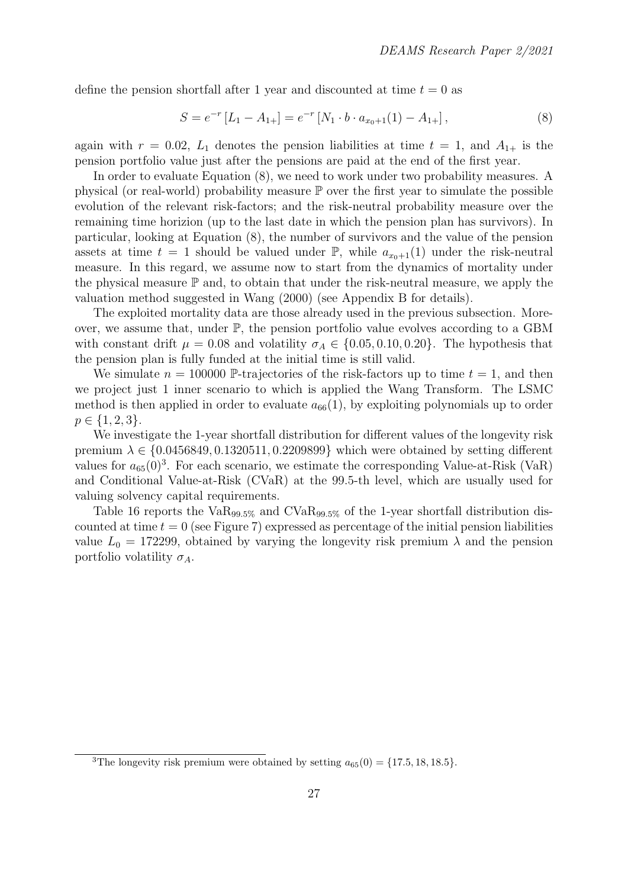define the pension shortfall after 1 year and discounted at time $t = 0$ as

$$S = e^{-r}\left[L_1 - A_{1+}\right] = e^{-r}\left[N_1 \cdot b \cdot a_{x_0+1}(1) - A_{1+}\right], \tag{8}$$

again with $r = 0.02$, $L_1$ denotes the pension liabilities at time $t = 1$, and $A_{1+}$ is the pension portfolio value just after the pensions are paid at the end of the first year.

In order to evaluate Equation (8), we need to work under two probability measures. A physical (or real-world) probability measure $\mathbb{P}$ over the first year to simulate the possible evolution of the relevant risk-factors; and the risk-neutral probability measure over the remaining time horizion (up to the last date in which the pension plan has survivors). In particular, looking at Equation (8), the number of survivors and the value of the pension assets at time $t = 1$ should be valued under $\mathbb{P}$, while $a_{x_0+1}(1)$ under the risk-neutral measure. In this regard, we assume now to start from the dynamics of mortality under the physical measure $\mathbb{P}$ and, to obtain that under the risk-neutral measure, we apply the valuation method suggested in Wang (2000) (see Appendix B for details).

The exploited mortality data are those already used in the previous subsection. Moreover, we assume that, under $\mathbb{P}$, the pension portfolio value evolves according to a GBM with constant drift $\mu = 0.08$ and volatility $\sigma_A \in \{0.05, 0.10, 0.20\}$. The hypothesis that the pension plan is fully funded at the initial time is still valid.

We simulate $n = 100000$ $\mathbb{P}$-trajectories of the risk-factors up to time $t = 1$, and then we project just 1 inner scenario to which is applied the Wang Transform. The LSMC method is then applied in order to evaluate $a_{66}(1)$, by exploiting polynomials up to order $p \in \{1, 2, 3\}$.

We investigate the 1-year shortfall distribution for different values of the longevity risk premium $\lambda \in \{0.0456849, 0.1320511, 0.2209899\}$ which were obtained by setting different values for $a_{65}(0)$[3]. For each scenario, we estimate the corresponding Value-at-Risk (VaR) and Conditional Value-at-Risk (CVaR) at the 99.5-th level, which are usually used for valuing solvency capital requirements.

Table 16 reports the $\text{VaR}_{99.5\%}$ and $\text{CVaR}_{99.5\%}$ of the 1-year shortfall distribution discounted at time $t = 0$ (see Figure 7) expressed as percentage of the initial pension liabilities value $L_0 = 172299$, obtained by varying the longevity risk premium $\lambda$ and the pension portfolio volatility $\sigma_A$.

[3] The longevity risk premium were obtained by setting $a_{65}(0) = \{17.5, 18, 18.5\}$.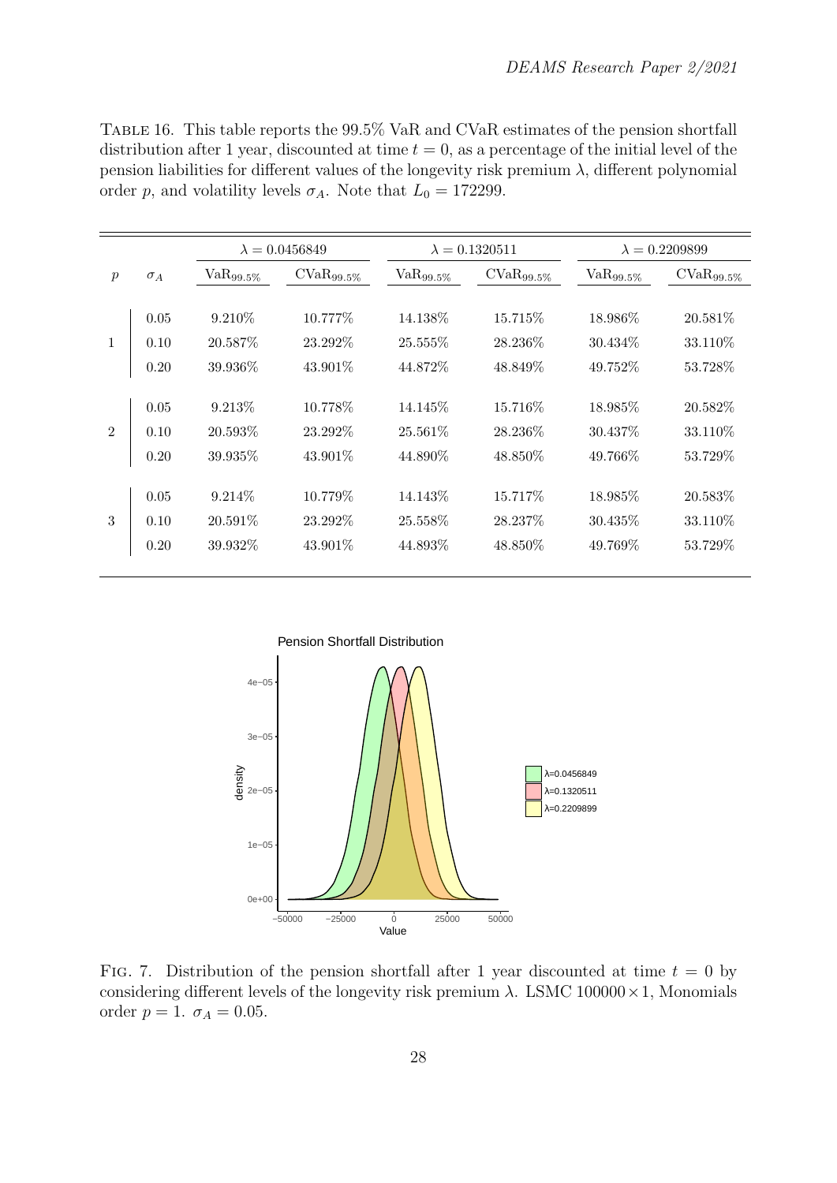Table 16. This table reports the 99.5% VaR and CVaR estimates of the pension shortfall distribution after 1 year, discounted at time $t = 0$, as a percentage of the initial level of the pension liabilities for different values of the longevity risk premium $\lambda$, different polynomial order $p$, and volatility levels $\sigma_A$. Note that $L_0 = 172299$.

| | | $\lambda = 0.0456849$ | | $\lambda = 0.1320511$ | | $\lambda = 0.2209899$ | |
|---|---|---|---|---|---|---|---|
| $p$ | $\sigma_A$ | $\text{VaR}_{99.5\%}$ | $\text{CVaR}_{99.5\%}$ | $\text{VaR}_{99.5\%}$ | $\text{CVaR}_{99.5\%}$ | $\text{VaR}_{99.5\%}$ | $\text{CVaR}_{99.5\%}$ |
| 1 | 0.05 | 9.210% | 10.777% | 14.138% | 15.715% | 18.986% | 20.581% |
| | 0.10 | 20.587% | 23.292% | 25.555% | 28.236% | 30.434% | 33.110% |
| | 0.20 | 39.936% | 43.901% | 44.872% | 48.849% | 49.752% | 53.728% |
| 2 | 0.05 | 9.213% | 10.778% | 14.145% | 15.716% | 18.985% | 20.582% |
| | 0.10 | 20.593% | 23.292% | 25.561% | 28.236% | 30.437% | 33.110% |
| | 0.20 | 39.935% | 43.901% | 44.890% | 48.850% | 49.766% | 53.729% |
| 3 | 0.05 | 9.214% | 10.779% | 14.143% | 15.717% | 18.985% | 20.583% |
| | 0.10 | 20.591% | 23.292% | 25.558% | 28.237% | 30.435% | 33.110% |
| | 0.20 | 39.932% | 43.901% | 44.893% | 48.850% | 49.769% | 53.729% |

Fig. 7. Distribution of the pension shortfall after 1 year discounted at time $t = 0$ by considering different levels of the longevity risk premium $\lambda$. LSMC $100000 \times 1$, Monomials order $p = 1$. $\sigma_A = 0.05$.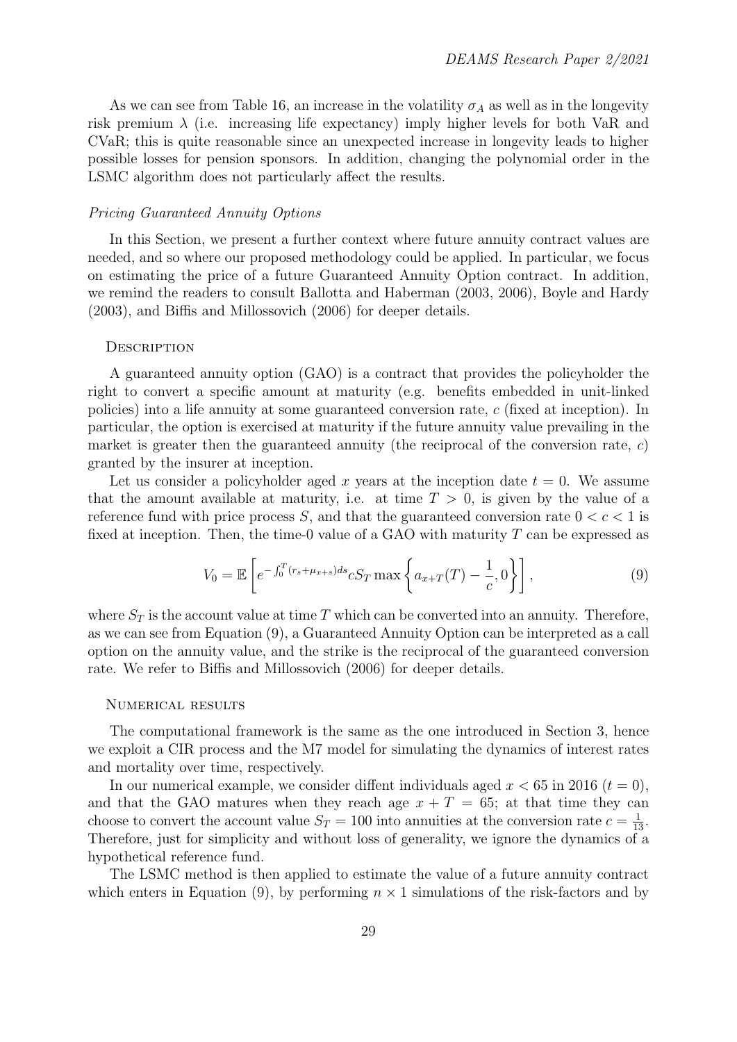As we can see from Table 16, an increase in the volatility $\sigma_A$ as well as in the longevity risk premium $\lambda$ (i.e. increasing life expectancy) imply higher levels for both VaR and CVaR; this is quite reasonable since an unexpected increase in longevity leads to higher possible losses for pension sponsors. In addition, changing the polynomial order in the LSMC algorithm does not particularly affect the results.

### *Pricing Guaranteed Annuity Options*

In this Section, we present a further context where future annuity contract values are needed, and so where our proposed methodology could be applied. In particular, we focus on estimating the price of a future Guaranteed Annuity Option contract. In addition, we remind the readers to consult Ballotta and Haberman (2003, 2006), Boyle and Hardy (2003), and Biffis and Millossovich (2006) for deeper details.

#### Description

A guaranteed annuity option (GAO) is a contract that provides the policyholder the right to convert a specific amount at maturity (e.g. benefits embedded in unit-linked policies) into a life annuity at some guaranteed conversion rate, $c$ (fixed at inception). In particular, the option is exercised at maturity if the future annuity value prevailing in the market is greater then the guaranteed annuity (the reciprocal of the conversion rate, $c$) granted by the insurer at inception.

Let us consider a policyholder aged $x$ years at the inception date $t = 0$. We assume that the amount available at maturity, i.e. at time $T > 0$, is given by the value of a reference fund with price process $S$, and that the guaranteed conversion rate $0 < c < 1$ is fixed at inception. Then, the time-0 value of a GAO with maturity $T$ can be expressed as

$$V_0 = \mathbb{E}\left[ e^{-\int_0^T (r_s + \mu_{x+s})ds} c S_T \max\left\{ a_{x+T}(T) - \frac{1}{c}, 0 \right\} \right], \tag{9}$$

where $S_T$ is the account value at time $T$ which can be converted into an annuity. Therefore, as we can see from Equation (9), a Guaranteed Annuity Option can be interpreted as a call option on the annuity value, and the strike is the reciprocal of the guaranteed conversion rate. We refer to Biffis and Millossovich (2006) for deeper details.

#### Numerical results

The computational framework is the same as the one introduced in Section 3, hence we exploit a CIR process and the M7 model for simulating the dynamics of interest rates and mortality over time, respectively.

In our numerical example, we consider diffent individuals aged $x < 65$ in 2016 ($t = 0$), and that the GAO matures when they reach age $x + T = 65$; at that time they can choose to convert the account value $S_T = 100$ into annuities at the conversion rate $c = \frac{1}{13}$. Therefore, just for simplicity and without loss of generality, we ignore the dynamics of a hypothetical reference fund.

The LSMC method is then applied to estimate the value of a future annuity contract which enters in Equation (9), by performing $n \times 1$ simulations of the risk-factors and by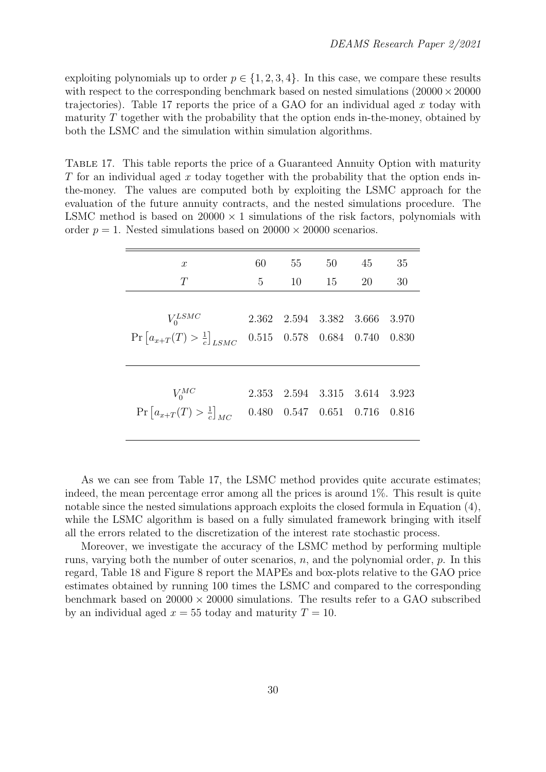exploiting polynomials up to order $p \in \{1, 2, 3, 4\}$. In this case, we compare these results with respect to the corresponding benchmark based on nested simulations ($20000 \times 20000$ trajectories). Table 17 reports the price of a GAO for an individual aged $x$ today with maturity $T$ together with the probability that the option ends in-the-money, obtained by both the LSMC and the simulation within simulation algorithms.

Table 17. This table reports the price of a Guaranteed Annuity Option with maturity $T$ for an individual aged $x$ today together with the probability that the option ends in-the-money. The values are computed both by exploiting the LSMC approach for the evaluation of the future annuity contracts, and the nested simulations procedure. The LSMC method is based on $20000 \times 1$ simulations of the risk factors, polynomials with order $p = 1$. Nested simulations based on $20000 \times 20000$ scenarios.

| $x$ | 60 | 55 | 50 | 45 | 35 |
|---|---|---|---|---|---|
| $T$ | 5 | 10 | 15 | 20 | 30 |
| $V_0^{LSMC}$ | 2.362 | 2.594 | 3.382 | 3.666 | 3.970 |
| $\Pr\left[a_{x+T}(T) > \frac{1}{c}\right]_{LSMC}$ | 0.515 | 0.578 | 0.684 | 0.740 | 0.830 |
| $V_0^{MC}$ | 2.353 | 2.594 | 3.315 | 3.614 | 3.923 |
| $\Pr\left[a_{x+T}(T) > \frac{1}{c}\right]_{MC}$ | 0.480 | 0.547 | 0.651 | 0.716 | 0.816 |

As we can see from Table 17, the LSMC method provides quite accurate estimates; indeed, the mean percentage error among all the prices is around 1%. This result is quite notable since the nested simulations approach exploits the closed formula in Equation (4), while the LSMC algorithm is based on a fully simulated framework bringing with itself all the errors related to the discretization of the interest rate stochastic process.

Moreover, we investigate the accuracy of the LSMC method by performing multiple runs, varying both the number of outer scenarios, $n$, and the polynomial order, $p$. In this regard, Table 18 and Figure 8 report the MAPEs and box-plots relative to the GAO price estimates obtained by running 100 times the LSMC and compared to the corresponding benchmark based on $20000 \times 20000$ simulations. The results refer to a GAO subscribed by an individual aged $x = 55$ today and maturity $T = 10$.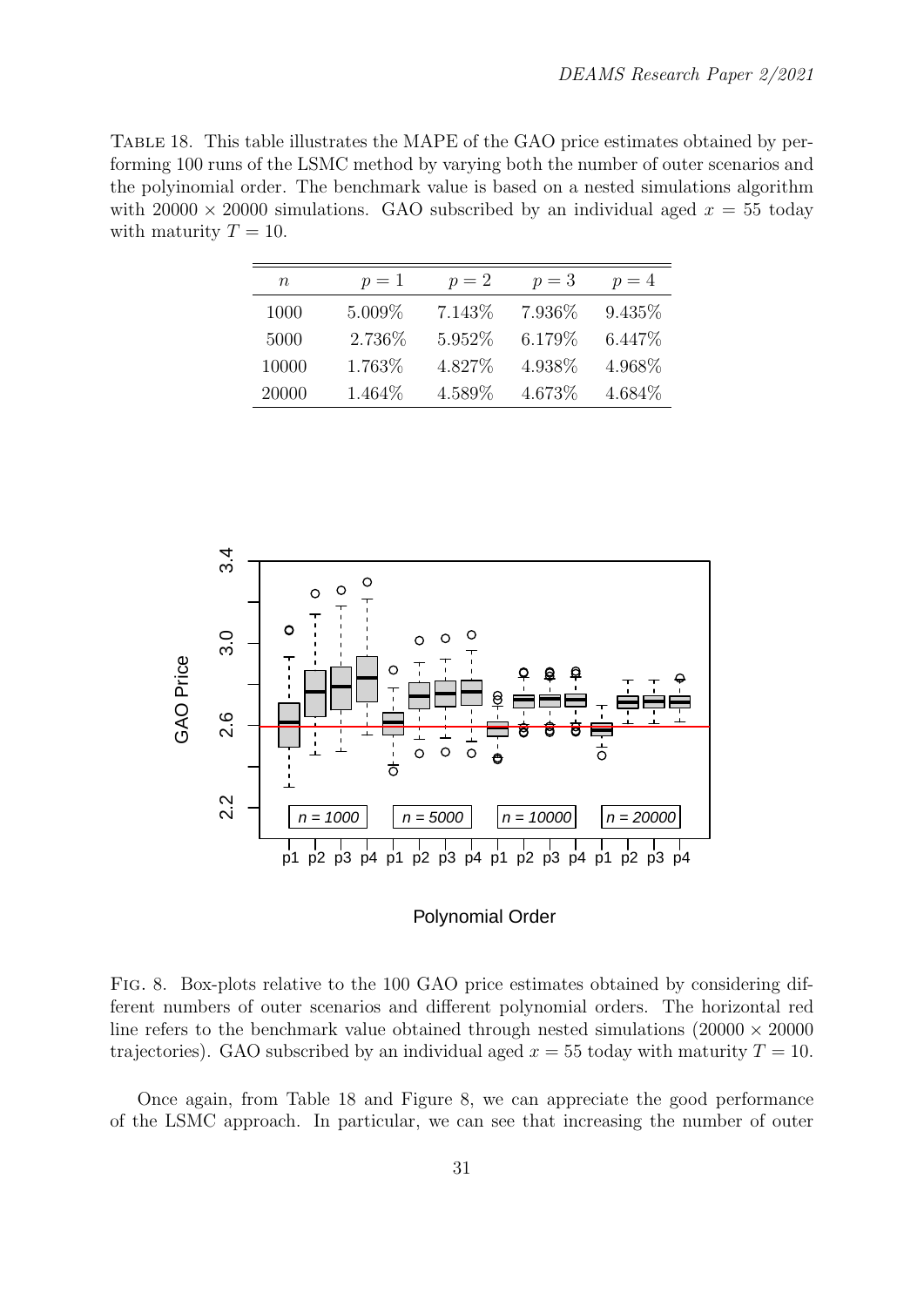Table 18. This table illustrates the MAPE of the GAO price estimates obtained by performing 100 runs of the LSMC method by varying both the number of outer scenarios and the polyinomial order. The benchmark value is based on a nested simulations algorithm with $20000 \times 20000$ simulations. GAO subscribed by an individual aged $x = 55$ today with maturity $T = 10$.

| $n$ | $p = 1$ | $p = 2$ | $p = 3$ | $p = 4$ |
|---|---|---|---|---|
| 1000 | 5.009% | 7.143% | 7.936% | 9.435% |
| 5000 | 2.736% | 5.952% | 6.179% | 6.447% |
| 10000 | 1.763% | 4.827% | 4.938% | 4.968% |
| 20000 | 1.464% | 4.589% | 4.673% | 4.684% |

Fig. 8. Box-plots relative to the 100 GAO price estimates obtained by considering different numbers of outer scenarios and different polynomial orders. The horizontal red line refers to the benchmark value obtained through nested simulations ($20000 \times 20000$ trajectories). GAO subscribed by an individual aged $x = 55$ today with maturity $T = 10$.

Once again, from Table 18 and Figure 8, we can appreciate the good performance of the LSMC approach. In particular, we can see that increasing the number of outer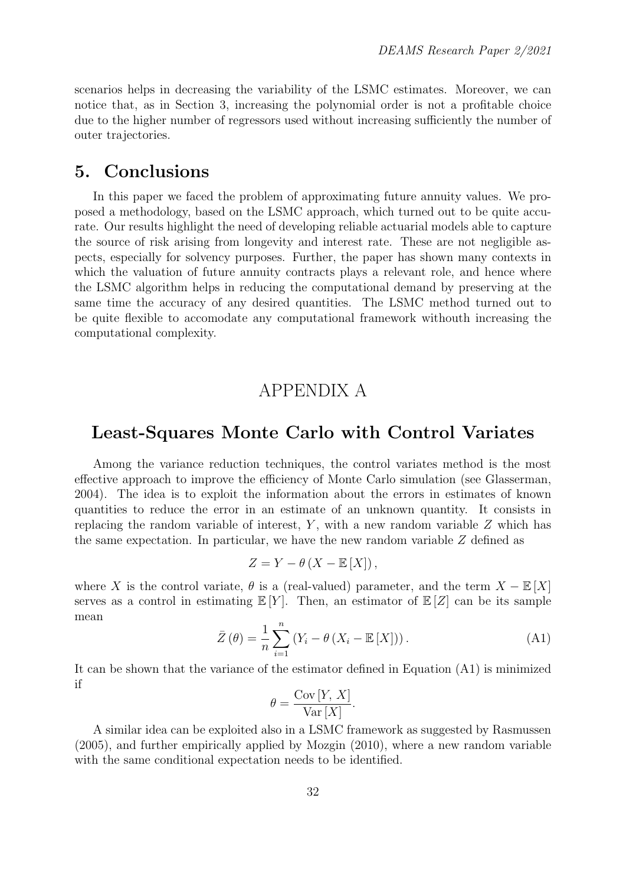scenarios helps in decreasing the variability of the LSMC estimates. Moreover, we can notice that, as in Section 3, increasing the polynomial order is not a profitable choice due to the higher number of regressors used without increasing sufficiently the number of outer trajectories.

## 5. Conclusions

In this paper we faced the problem of approximating future annuity values. We proposed a methodology, based on the LSMC approach, which turned out to be quite accurate. Our results highlight the need of developing reliable actuarial models able to capture the source of risk arising from longevity and interest rate. These are not negligible aspects, especially for solvency purposes. Further, the paper has shown many contexts in which the valuation of future annuity contracts plays a relevant role, and hence where the LSMC algorithm helps in reducing the computational demand by preserving at the same time the accuracy of any desired quantities. The LSMC method turned out to be quite flexible to accomodate any computational framework withouth increasing the computational complexity.

# APPENDIX A

## Least-Squares Monte Carlo with Control Variates

Among the variance reduction techniques, the control variates method is the most effective approach to improve the efficiency of Monte Carlo simulation (see Glasserman, 2004). The idea is to exploit the information about the errors in estimates of known quantities to reduce the error in an estimate of an unknown quantity. It consists in replacing the random variable of interest, $Y$, with a new random variable $Z$ which has the same expectation. In particular, we have the new random variable $Z$ defined as

$$Z = Y - \theta \left( X - \mathbb{E}\left[X\right] \right),$$

where $X$ is the control variate, $\theta$ is a (real-valued) parameter, and the term $X - \mathbb{E}\left[X\right]$ serves as a control in estimating $\mathbb{E}\left[Y\right]$. Then, an estimator of $\mathbb{E}\left[Z\right]$ can be its sample mean

$$\bar{Z}\left(\theta\right) = \frac{1}{n} \sum_{i=1}^{n} \left( Y_i - \theta \left( X_i - \mathbb{E}\left[X\right] \right) \right). \tag{A1}$$

It can be shown that the variance of the estimator defined in Equation (A1) is minimized if

$$\theta = \frac{\mathrm{Cov}\left[Y,\, X\right]}{\mathrm{Var}\left[X\right]}.$$

A similar idea can be exploited also in a LSMC framework as suggested by Rasmussen (2005), and further empirically applied by Mozgin (2010), where a new random variable with the same conditional expectation needs to be identified.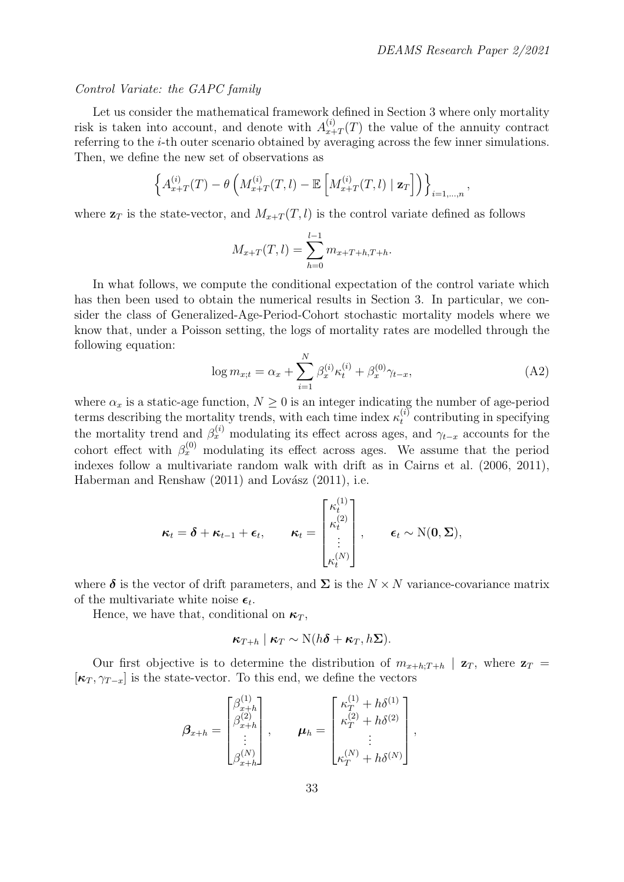*Control Variate: the GAPC family*

Let us consider the mathematical framework defined in Section 3 where only mortality risk is taken into account, and denote with $A^{(i)}_{x+T}(T)$ the value of the annuity contract referring to the $i$-th outer scenario obtained by averaging across the few inner simulations. Then, we define the new set of observations as

$$\left\{ A^{(i)}_{x+T}(T) - \theta \left( M^{(i)}_{x+T}(T,l) - \mathbb{E}\left[ M^{(i)}_{x+T}(T,l) \mid \mathbf{z}_T \right] \right) \right\}_{i=1,\dots,n},$$

where $\mathbf{z}_T$ is the state-vector, and $M_{x+T}(T,l)$ is the control variate defined as follows

$$M_{x+T}(T,l) = \sum_{h=0}^{l-1} m_{x+T+h,T+h}.$$

In what follows, we compute the conditional expectation of the control variate which has then been used to obtain the numerical results in Section 3. In particular, we consider the class of Generalized-Age-Period-Cohort stochastic mortality models where we know that, under a Poisson setting, the logs of mortality rates are modelled through the following equation:

$$\log m_{x;t} = \alpha_x + \sum_{i=1}^{N} \beta^{(i)}_x \kappa^{(i)}_t + \beta^{(0)}_x \gamma_{t-x}, \tag{A2}$$

where $\alpha_x$ is a static-age function, $N \geq 0$ is an integer indicating the number of age-period terms describing the mortality trends, with each time index $\kappa^{(i)}_t$ contributing in specifying the mortality trend and $\beta^{(i)}_x$ modulating its effect across ages, and $\gamma_{t-x}$ accounts for the cohort effect with $\beta^{(0)}_x$ modulating its effect across ages. We assume that the period indexes follow a multivariate random walk with drift as in Cairns et al. (2006, 2011), Haberman and Renshaw (2011) and Lovász (2011), i.e.

$$\boldsymbol{\kappa}_t = \boldsymbol{\delta} + \boldsymbol{\kappa}_{t-1} + \boldsymbol{\epsilon}_t, \qquad \boldsymbol{\kappa}_t = \begin{bmatrix} \kappa^{(1)}_t \\ \kappa^{(2)}_t \\ \vdots \\ \kappa^{(N)}_t \end{bmatrix}, \qquad \boldsymbol{\epsilon}_t \sim \mathrm{N}(\mathbf{0}, \boldsymbol{\Sigma}),$$

where $\boldsymbol{\delta}$ is the vector of drift parameters, and $\boldsymbol{\Sigma}$ is the $N \times N$ variance-covariance matrix of the multivariate white noise $\boldsymbol{\epsilon}_t$.

Hence, we have that, conditional on $\boldsymbol{\kappa}_T$,

$$\boldsymbol{\kappa}_{T+h} \mid \boldsymbol{\kappa}_T \sim \mathrm{N}(h\boldsymbol{\delta} + \boldsymbol{\kappa}_T, h\boldsymbol{\Sigma}).$$

Our first objective is to determine the distribution of $m_{x+h;T+h} \mid \mathbf{z}_T$, where $\mathbf{z}_T = [\boldsymbol{\kappa}_T, \gamma_{T-x}]$ is the state-vector. To this end, we define the vectors

$$\boldsymbol{\beta}_{x+h} = \begin{bmatrix} \beta^{(1)}_{x+h} \\ \beta^{(2)}_{x+h} \\ \vdots \\ \beta^{(N)}_{x+h} \end{bmatrix}, \qquad \boldsymbol{\mu}_h = \begin{bmatrix} \kappa^{(1)}_T + h\delta^{(1)} \\ \kappa^{(2)}_T + h\delta^{(2)} \\ \vdots \\ \kappa^{(N)}_T + h\delta^{(N)} \end{bmatrix},$$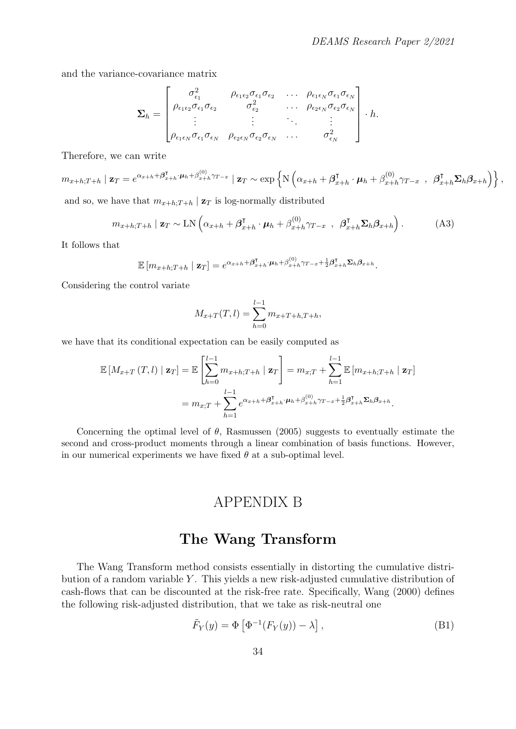and the variance-covariance matrix

$$
\boldsymbol{\Sigma}_h = \begin{bmatrix} \sigma_{\epsilon_1}^2 & \rho_{\epsilon_1\epsilon_2}\sigma_{\epsilon_1}\sigma_{\epsilon_2} & \dots & \rho_{\epsilon_1\epsilon_N}\sigma_{\epsilon_1}\sigma_{\epsilon_N} \\ \rho_{\epsilon_1\epsilon_2}\sigma_{\epsilon_1}\sigma_{\epsilon_2} & \sigma_{\epsilon_2}^2 & \dots & \rho_{\epsilon_2\epsilon_N}\sigma_{\epsilon_2}\sigma_{\epsilon_N} \\ \vdots & \vdots & \ddots & \vdots \\ \rho_{\epsilon_1\epsilon_N}\sigma_{\epsilon_1}\sigma_{\epsilon_N} & \rho_{\epsilon_2\epsilon_N}\sigma_{\epsilon_2}\sigma_{\epsilon_N} & \dots & \sigma_{\epsilon_N}^2 \end{bmatrix} \cdot h.
$$

Therefore, we can write

$$
m_{x+h;T+h} \mid \mathbf{z}_T = e^{\alpha_{x+h}+\boldsymbol{\beta}_{x+h}^{\intercal}\cdot\boldsymbol{\mu}_h+\beta_{x+h}^{(0)}\gamma_{T-x}} \mid \mathbf{z}_T \sim \exp\left\{\mathrm{N}\left(\alpha_{x+h}+\boldsymbol{\beta}_{x+h}^{\intercal}\cdot\boldsymbol{\mu}_h+\beta_{x+h}^{(0)}\gamma_{T-x} \ , \ \boldsymbol{\beta}_{x+h}^{\intercal}\boldsymbol{\Sigma}_h\boldsymbol{\beta}_{x+h}\right)\right\},
$$

and so, we have that $m_{x+h;T+h} \mid \mathbf{z}_T$ is log-normally distributed

$$
m_{x+h;T+h} \mid \mathbf{z}_T \sim \mathrm{LN}\left(\alpha_{x+h}+\boldsymbol{\beta}_{x+h}^{\intercal}\cdot\boldsymbol{\mu}_h+\beta_{x+h}^{(0)}\gamma_{T-x} \ , \ \boldsymbol{\beta}_{x+h}^{\intercal}\boldsymbol{\Sigma}_h\boldsymbol{\beta}_{x+h}\right). \tag{A3}
$$

It follows that

$$
\mathbb{E}\left[m_{x+h;T+h} \mid \mathbf{z}_T\right] = e^{\alpha_{x+h}+\boldsymbol{\beta}_{x+h}^{\intercal}\cdot\boldsymbol{\mu}_h+\beta_{x+h}^{(0)}\gamma_{T-x}+\frac{1}{2}\boldsymbol{\beta}_{x+h}^{\intercal}\boldsymbol{\Sigma}_h\boldsymbol{\beta}_{x+h}}.
$$

Considering the control variate

$$
M_{x+T}(T,l) = \sum_{h=0}^{l-1} m_{x+T+h,T+h},
$$

we have that its conditional expectation can be easily computed as

$$
\begin{aligned}
\mathbb{E}\left[M_{x+T}\left(T,l\right) \mid \mathbf{z}_T\right] &= \mathbb{E}\left[\sum_{h=0}^{l-1} m_{x+h;T+h} \mid \mathbf{z}_T\right] = m_{x;T} + \sum_{h=1}^{l-1}\mathbb{E}\left[m_{x+h;T+h} \mid \mathbf{z}_T\right] \\
&= m_{x;T} + \sum_{h=1}^{l-1} e^{\alpha_{x+h}+\boldsymbol{\beta}_{x+h}^{\intercal}\cdot\boldsymbol{\mu}_h+\beta_{x+h}^{(0)}\gamma_{T-x}+\frac{1}{2}\boldsymbol{\beta}_{x+h}^{\intercal}\boldsymbol{\Sigma}_h\boldsymbol{\beta}_{x+h}}.
\end{aligned}
$$

Concerning the optimal level of $\theta$, Rasmussen (2005) suggests to eventually estimate the second and cross-product moments through a linear combination of basis functions. However, in our numerical experiments we have fixed $\theta$ at a sub-optimal level.

# APPENDIX B

# The Wang Transform

The Wang Transform method consists essentially in distorting the cumulative distribution of a random variable $Y$. This yields a new risk-adjusted cumulative distribution of cash-flows that can be discounted at the risk-free rate. Specifically, Wang (2000) defines the following risk-adjusted distribution, that we take as risk-neutral one

$$
\tilde{F}_Y(y) = \Phi\left[\Phi^{-1}(F_Y(y)) - \lambda\right], \tag{B1}
$$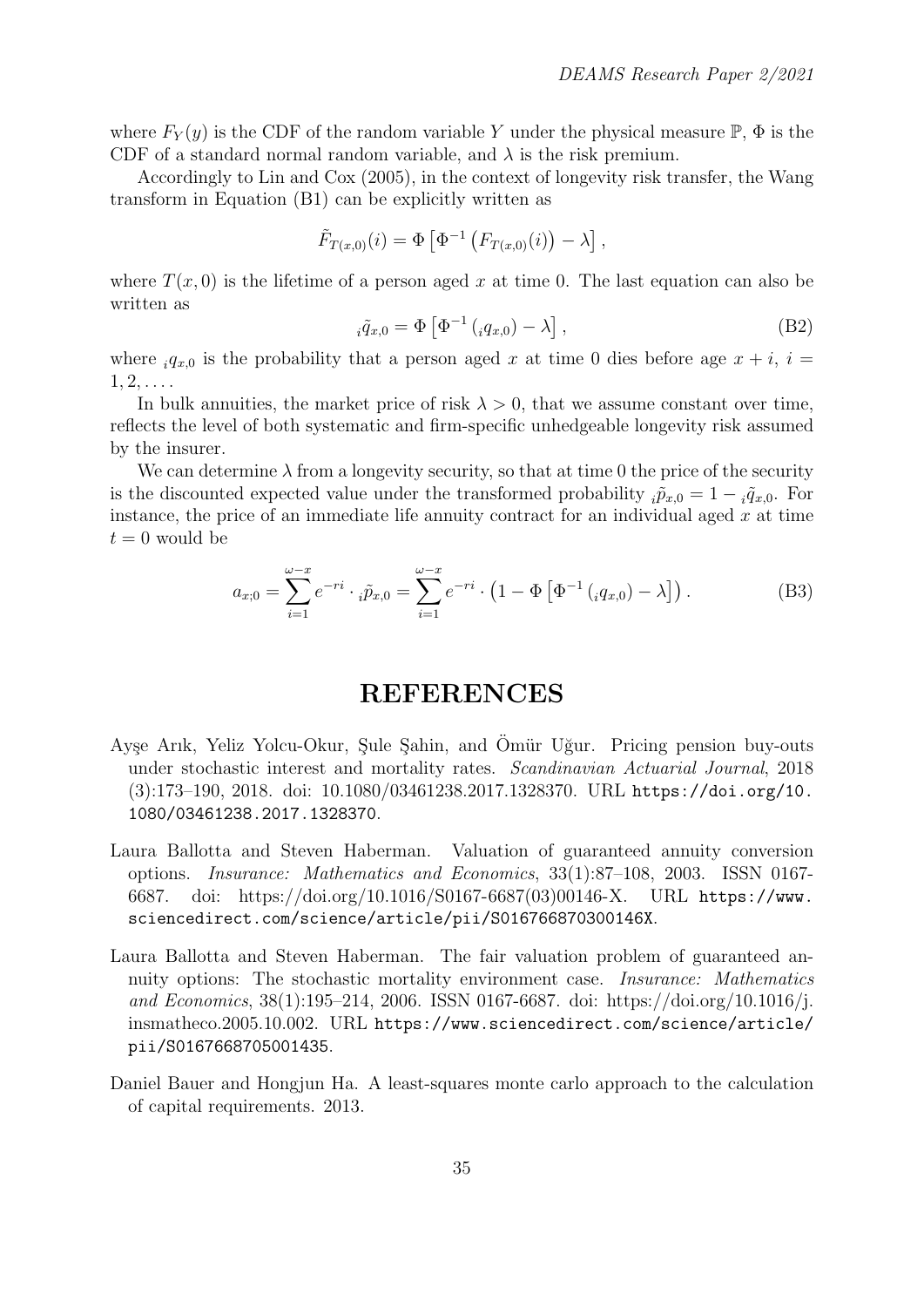where $F_Y(y)$ is the CDF of the random variable $Y$ under the physical measure $\mathbb{P}$, $\Phi$ is the CDF of a standard normal random variable, and $\lambda$ is the risk premium.

Accordingly to Lin and Cox (2005), in the context of longevity risk transfer, the Wang transform in Equation (B1) can be explicitly written as

$$\tilde{F}_{T(x,0)}(i) = \Phi\left[\Phi^{-1}\left(F_{T(x,0)}(i)\right) - \lambda\right],$$

where $T(x, 0)$ is the lifetime of a person aged $x$ at time 0. The last equation can also be written as

$$ {}_i\tilde{q}_{x,0} = \Phi\left[\Phi^{-1}\left({}_iq_{x,0}\right) - \lambda\right], \tag{B2}$$

where ${}_iq_{x,0}$ is the probability that a person aged $x$ at time 0 dies before age $x + i$, $i = 1, 2, \ldots$.

In bulk annuities, the market price of risk $\lambda > 0$, that we assume constant over time, reflects the level of both systematic and firm-specific unhedgeable longevity risk assumed by the insurer.

We can determine $\lambda$ from a longevity security, so that at time 0 the price of the security is the discounted expected value under the transformed probability ${}_i\tilde{p}_{x,0} = 1 - {}_i\tilde{q}_{x,0}$. For instance, the price of an immediate life annuity contract for an individual aged $x$ at time $t = 0$ would be

$$a_{x;0} = \sum_{i=1}^{\omega-x} e^{-ri} \cdot {}_i\tilde{p}_{x,0} = \sum_{i=1}^{\omega-x} e^{-ri} \cdot \left(1 - \Phi\left[\Phi^{-1}\left({}_iq_{x,0}\right) - \lambda\right]\right). \tag{B3}$$

# REFERENCES

Ayşe Arık, Yeliz Yolcu-Okur, Şule Şahin, and Ömür Uğur. Pricing pension buy-outs under stochastic interest and mortality rates. *Scandinavian Actuarial Journal*, 2018 (3):173–190, 2018. doi: 10.1080/03461238.2017.1328370. URL https://doi.org/10.1080/03461238.2017.1328370.

Laura Ballotta and Steven Haberman. Valuation of guaranteed annuity conversion options. *Insurance: Mathematics and Economics*, 33(1):87–108, 2003. ISSN 0167-6687. doi: https://doi.org/10.1016/S0167-6687(03)00146-X. URL https://www.sciencedirect.com/science/article/pii/S016766870300146X.

Laura Ballotta and Steven Haberman. The fair valuation problem of guaranteed annuity options: The stochastic mortality environment case. *Insurance: Mathematics and Economics*, 38(1):195–214, 2006. ISSN 0167-6687. doi: https://doi.org/10.1016/j.insmatheco.2005.10.002. URL https://www.sciencedirect.com/science/article/pii/S0167668705001435.

Daniel Bauer and Hongjun Ha. A least-squares monte carlo approach to the calculation of capital requirements. 2013.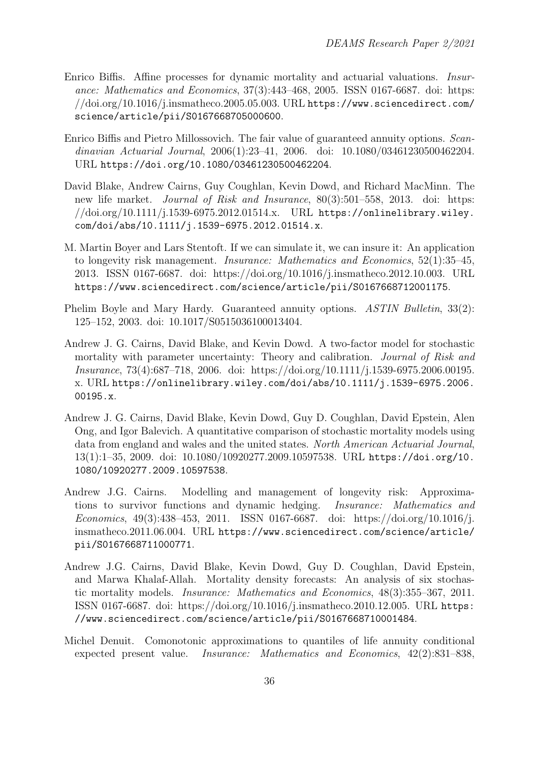Enrico Biffis. Affine processes for dynamic mortality and actuarial valuations. *Insurance: Mathematics and Economics*, 37(3):443–468, 2005. ISSN 0167-6687. doi: https://doi.org/10.1016/j.insmatheco.2005.05.003. URL https://www.sciencedirect.com/science/article/pii/S0167668705000600.

Enrico Biffis and Pietro Millossovich. The fair value of guaranteed annuity options. *Scandinavian Actuarial Journal*, 2006(1):23–41, 2006. doi: 10.1080/03461230500462204. URL https://doi.org/10.1080/03461230500462204.

David Blake, Andrew Cairns, Guy Coughlan, Kevin Dowd, and Richard MacMinn. The new life market. *Journal of Risk and Insurance*, 80(3):501–558, 2013. doi: https://doi.org/10.1111/j.1539-6975.2012.01514.x. URL https://onlinelibrary.wiley.com/doi/abs/10.1111/j.1539-6975.2012.01514.x.

M. Martin Boyer and Lars Stentoft. If we can simulate it, we can insure it: An application to longevity risk management. *Insurance: Mathematics and Economics*, 52(1):35–45, 2013. ISSN 0167-6687. doi: https://doi.org/10.1016/j.insmatheco.2012.10.003. URL https://www.sciencedirect.com/science/article/pii/S0167668712001175.

Phelim Boyle and Mary Hardy. Guaranteed annuity options. *ASTIN Bulletin*, 33(2):125–152, 2003. doi: 10.1017/S0515036100013404.

Andrew J. G. Cairns, David Blake, and Kevin Dowd. A two-factor model for stochastic mortality with parameter uncertainty: Theory and calibration. *Journal of Risk and Insurance*, 73(4):687–718, 2006. doi: https://doi.org/10.1111/j.1539-6975.2006.00195.x. URL https://onlinelibrary.wiley.com/doi/abs/10.1111/j.1539-6975.2006.00195.x.

Andrew J. G. Cairns, David Blake, Kevin Dowd, Guy D. Coughlan, David Epstein, Alen Ong, and Igor Balevich. A quantitative comparison of stochastic mortality models using data from england and wales and the united states. *North American Actuarial Journal*, 13(1):1–35, 2009. doi: 10.1080/10920277.2009.10597538. URL https://doi.org/10.1080/10920277.2009.10597538.

Andrew J.G. Cairns. Modelling and management of longevity risk: Approximations to survivor functions and dynamic hedging. *Insurance: Mathematics and Economics*, 49(3):438–453, 2011. ISSN 0167-6687. doi: https://doi.org/10.1016/j.insmatheco.2011.06.004. URL https://www.sciencedirect.com/science/article/pii/S0167668711000771.

Andrew J.G. Cairns, David Blake, Kevin Dowd, Guy D. Coughlan, David Epstein, and Marwa Khalaf-Allah. Mortality density forecasts: An analysis of six stochastic mortality models. *Insurance: Mathematics and Economics*, 48(3):355–367, 2011. ISSN 0167-6687. doi: https://doi.org/10.1016/j.insmatheco.2010.12.005. URL https://www.sciencedirect.com/science/article/pii/S0167668710001484.

Michel Denuit. Comonotonic approximations to quantiles of life annuity conditional expected present value. *Insurance: Mathematics and Economics*, 42(2):831–838,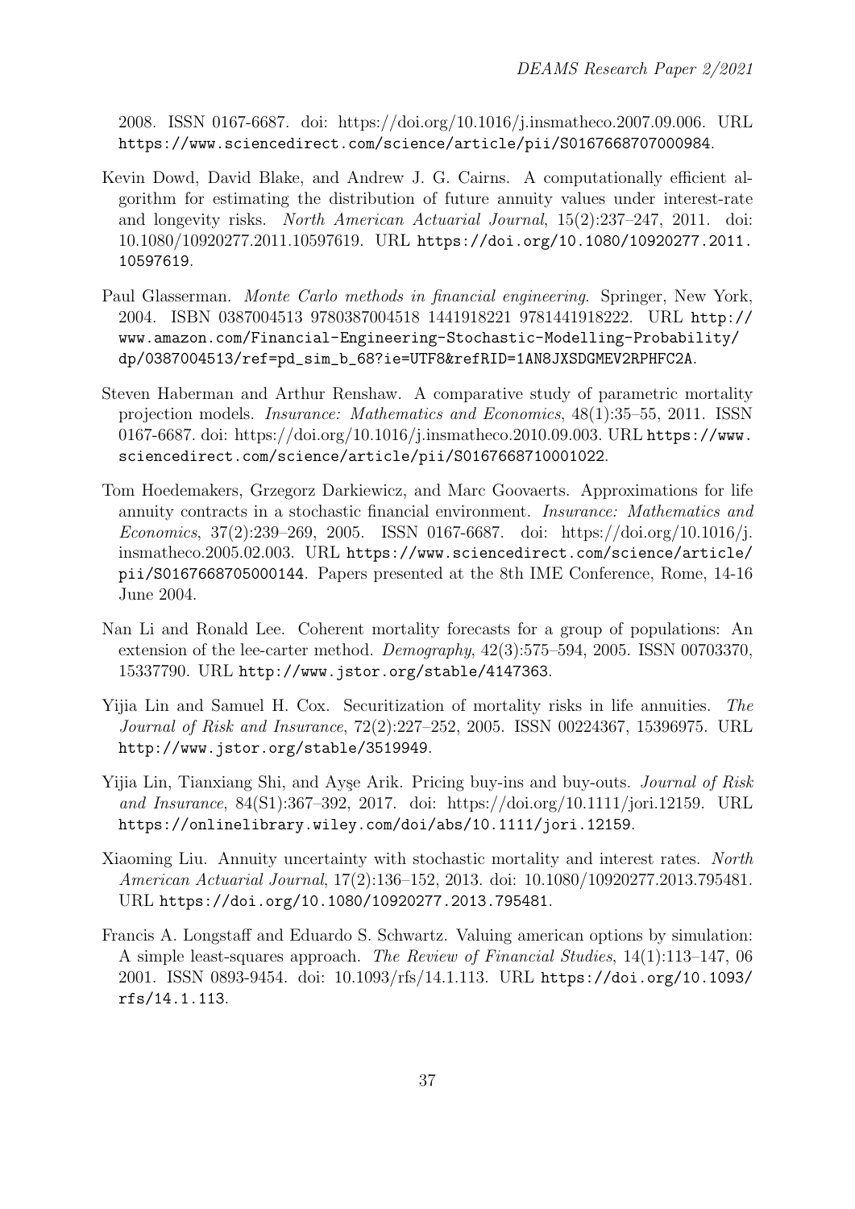2008. ISSN 0167-6687. doi: https://doi.org/10.1016/j.insmatheco.2007.09.006. URL https://www.sciencedirect.com/science/article/pii/S0167668707000984.

Kevin Dowd, David Blake, and Andrew J. G. Cairns. A computationally efficient algorithm for estimating the distribution of future annuity values under interest-rate and longevity risks. *North American Actuarial Journal*, 15(2):237–247, 2011. doi: 10.1080/10920277.2011.10597619. URL https://doi.org/10.1080/10920277.2011.10597619.

Paul Glasserman. *Monte Carlo methods in financial engineering*. Springer, New York, 2004. ISBN 0387004513 9780387004518 1441918221 9781441918222. URL http://www.amazon.com/Financial-Engineering-Stochastic-Modelling-Probability/dp/0387004513/ref=pd_sim_b_68?ie=UTF8&refRID=1AN8JXSDGMEV2RPHFC2A.

Steven Haberman and Arthur Renshaw. A comparative study of parametric mortality projection models. *Insurance: Mathematics and Economics*, 48(1):35–55, 2011. ISSN 0167-6687. doi: https://doi.org/10.1016/j.insmatheco.2010.09.003. URL https://www.sciencedirect.com/science/article/pii/S0167668710001022.

Tom Hoedemakers, Grzegorz Darkiewicz, and Marc Goovaerts. Approximations for life annuity contracts in a stochastic financial environment. *Insurance: Mathematics and Economics*, 37(2):239–269, 2005. ISSN 0167-6687. doi: https://doi.org/10.1016/j.insmatheco.2005.02.003. URL https://www.sciencedirect.com/science/article/pii/S0167668705000144. Papers presented at the 8th IME Conference, Rome, 14-16 June 2004.

Nan Li and Ronald Lee. Coherent mortality forecasts for a group of populations: An extension of the lee-carter method. *Demography*, 42(3):575–594, 2005. ISSN 00703370, 15337790. URL http://www.jstor.org/stable/4147363.

Yijia Lin and Samuel H. Cox. Securitization of mortality risks in life annuities. *The Journal of Risk and Insurance*, 72(2):227–252, 2005. ISSN 00224367, 15396975. URL http://www.jstor.org/stable/3519949.

Yijia Lin, Tianxiang Shi, and Ayşe Arik. Pricing buy-ins and buy-outs. *Journal of Risk and Insurance*, 84(S1):367–392, 2017. doi: https://doi.org/10.1111/jori.12159. URL https://onlinelibrary.wiley.com/doi/abs/10.1111/jori.12159.

Xiaoming Liu. Annuity uncertainty with stochastic mortality and interest rates. *North American Actuarial Journal*, 17(2):136–152, 2013. doi: 10.1080/10920277.2013.795481. URL https://doi.org/10.1080/10920277.2013.795481.

Francis A. Longstaff and Eduardo S. Schwartz. Valuing american options by simulation: A simple least-squares approach. *The Review of Financial Studies*, 14(1):113–147, 06 2001. ISSN 0893-9454. doi: 10.1093/rfs/14.1.113. URL https://doi.org/10.1093/rfs/14.1.113.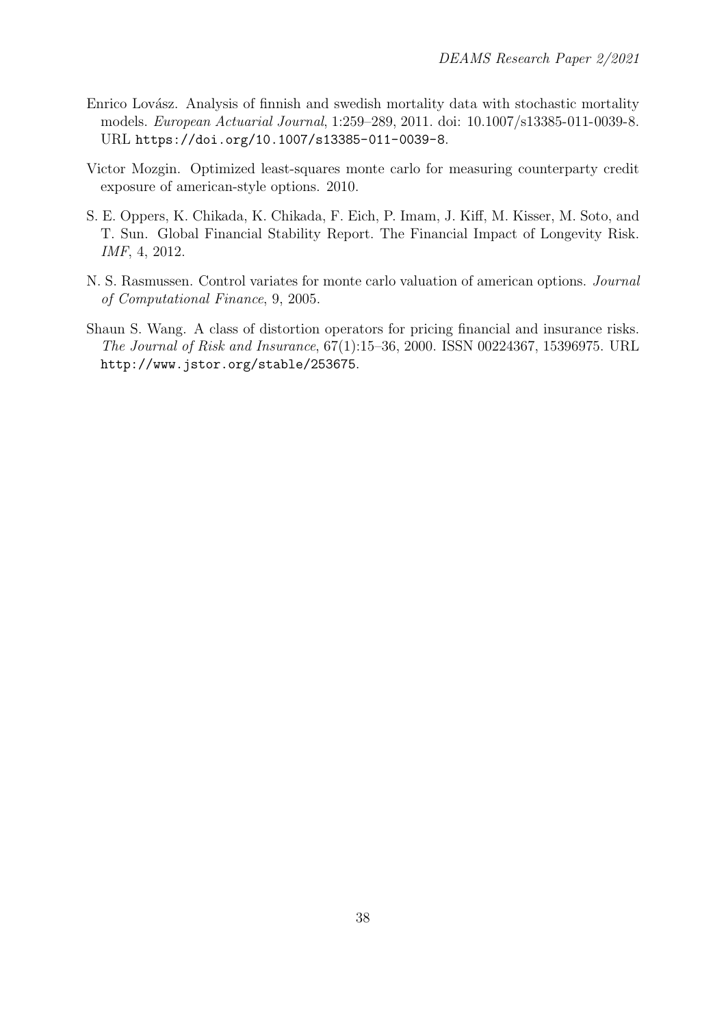Enrico Lovász. Analysis of finnish and swedish mortality data with stochastic mortality models. *European Actuarial Journal*, 1:259–289, 2011. doi: 10.1007/s13385-011-0039-8. URL `https://doi.org/10.1007/s13385-011-0039-8`.

Victor Mozgin. Optimized least-squares monte carlo for measuring counterparty credit exposure of american-style options. 2010.

S. E. Oppers, K. Chikada, K. Chikada, F. Eich, P. Imam, J. Kiff, M. Kisser, M. Soto, and T. Sun. Global Financial Stability Report. The Financial Impact of Longevity Risk. *IMF*, 4, 2012.

N. S. Rasmussen. Control variates for monte carlo valuation of american options. *Journal of Computational Finance*, 9, 2005.

Shaun S. Wang. A class of distortion operators for pricing financial and insurance risks. *The Journal of Risk and Insurance*, 67(1):15–36, 2000. ISSN 00224367, 15396975. URL `http://www.jstor.org/stable/253675`.